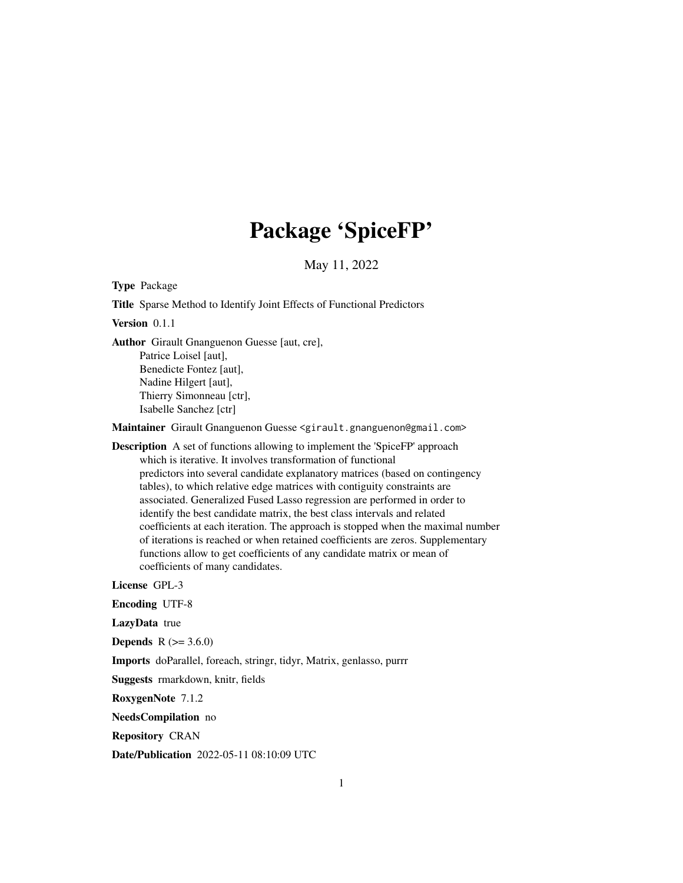# Package 'SpiceFP'

May 11, 2022

**Type** Package

**Title** Sparse Method to Identify Joint Effects of Functional Predictors

**Version** 0.1.1

**Author** Girault Gnanguenon Guesse [aut, cre],
Patrice Loisel [aut],
Benedicte Fontez [aut],
Nadine Hilgert [aut],
Thierry Simonneau [ctr],
Isabelle Sanchez [ctr]

**Maintainer** Girault Gnanguenon Guesse <girault.gnanguenon@gmail.com>

**Description** A set of functions allowing to implement the 'SpiceFP' approach which is iterative. It involves transformation of functional predictors into several candidate explanatory matrices (based on contingency tables), to which relative edge matrices with contiguity constraints are associated. Generalized Fused Lasso regression are performed in order to identify the best candidate matrix, the best class intervals and related coefficients at each iteration. The approach is stopped when the maximal number of iterations is reached or when retained coefficients are zeros. Supplementary functions allow to get coefficients of any candidate matrix or mean of coefficients of many candidates.

**License** GPL-3

**Encoding** UTF-8

**LazyData** true

**Depends** R (>= 3.6.0)

**Imports** doParallel, foreach, stringr, tidyr, Matrix, genlasso, purrr

**Suggests** rmarkdown, knitr, fields

**RoxygenNote** 7.1.2

**NeedsCompilation** no

**Repository** CRAN

**Date/Publication** 2022-05-11 08:10:09 UTC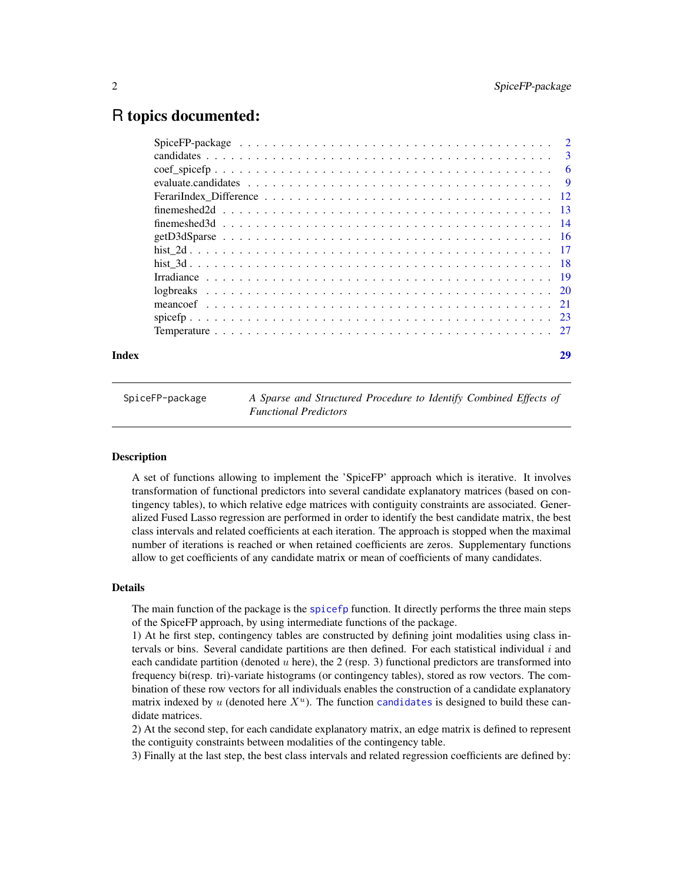# R topics documented:

| | |
|---|---|
| SpiceFP-package | 2 |
| candidates | 3 |
| coef_spicefp | 6 |
| evaluate.candidates | 9 |
| FerariIndex_Difference | 12 |
| finemeshed2d | 13 |
| finemeshed3d | 14 |
| getD3dSparse | 16 |
| hist_2d | 17 |
| hist_3d | 18 |
| Irradiance | 19 |
| logbreaks | 20 |
| meancoef | 21 |
| spicefp | 23 |
| Temperature | 27 |
| **Index** | **29** |

---

SpiceFP-package — *A Sparse and Structured Procedure to Identify Combined Effects of Functional Predictors*

---

## Description

A set of functions allowing to implement the 'SpiceFP' approach which is iterative. It involves transformation of functional predictors into several candidate explanatory matrices (based on contingency tables), to which relative edge matrices with contiguity constraints are associated. Generalized Fused Lasso regression are performed in order to identify the best candidate matrix, the best class intervals and related coefficients at each iteration. The approach is stopped when the maximal number of iterations is reached or when retained coefficients are zeros. Supplementary functions allow to get coefficients of any candidate matrix or mean of coefficients of many candidates.

## Details

The main function of the package is the `spicefp` function. It directly performs the three main steps of the SpiceFP approach, by using intermediate functions of the package.

1) At he first step, contingency tables are constructed by defining joint modalities using class intervals or bins. Several candidate partitions are then defined. For each statistical individual $i$ and each candidate partition (denoted $u$ here), the 2 (resp. 3) functional predictors are transformed into frequency bi(resp. tri)-variate histograms (or contingency tables), stored as row vectors. The combination of these row vectors for all individuals enables the construction of a candidate explanatory matrix indexed by $u$ (denoted here $X^u$). The function `candidates` is designed to build these candidate matrices.

2) At the second step, for each candidate explanatory matrix, an edge matrix is defined to represent the contiguity constraints between modalities of the contingency table.

3) Finally at the last step, the best class intervals and related regression coefficients are defined by: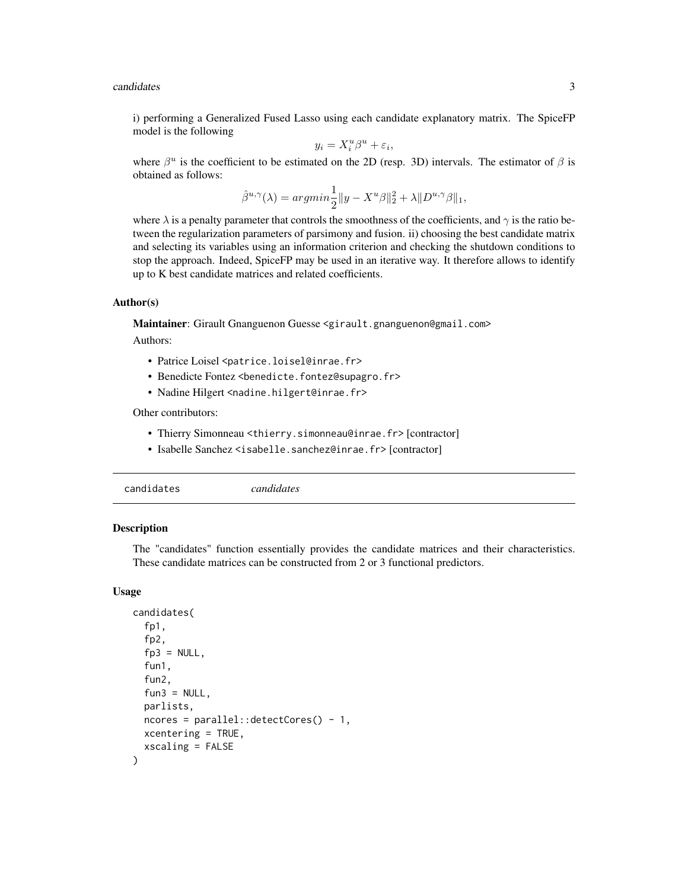i) performing a Generalized Fused Lasso using each candidate explanatory matrix. The SpiceFP model is the following

$$y_i = X_i^u \beta^u + \varepsilon_i,$$

where $\beta^u$ is the coefficient to be estimated on the 2D (resp. 3D) intervals. The estimator of $\beta$ is obtained as follows:

$$\hat{\beta}^{u,\gamma}(\lambda) = argmin \frac{1}{2}\|y - X^u\beta\|_2^2 + \lambda\|D^{u,\gamma}\beta\|_1,$$

where $\lambda$ is a penalty parameter that controls the smoothness of the coefficients, and $\gamma$ is the ratio between the regularization parameters of parsimony and fusion. ii) choosing the best candidate matrix and selecting its variables using an information criterion and checking the shutdown conditions to stop the approach. Indeed, SpiceFP may be used in an iterative way. It therefore allows to identify up to K best candidate matrices and related coefficients.

### Author(s)

**Maintainer**: Girault Gnanguenon Guesse <girault.gnanguenon@gmail.com>

Authors:

- Patrice Loisel <patrice.loisel@inrae.fr>
- Benedicte Fontez <benedicte.fontez@supagro.fr>
- Nadine Hilgert <nadine.hilgert@inrae.fr>

Other contributors:

- Thierry Simonneau <thierry.simonneau@inrae.fr> [contractor]
- Isabelle Sanchez <isabelle.sanchez@inrae.fr> [contractor]

---

## candidates *candidates*

---

### Description

The "candidates" function essentially provides the candidate matrices and their characteristics. These candidate matrices can be constructed from 2 or 3 functional predictors.

### Usage

```
candidates(
  fp1,
  fp2,
  fp3 = NULL,
  fun1,
  fun2,
  fun3 = NULL,
  parlists,
  ncores = parallel::detectCores() - 1,
  xcentering = TRUE,
  xscaling = FALSE
)
```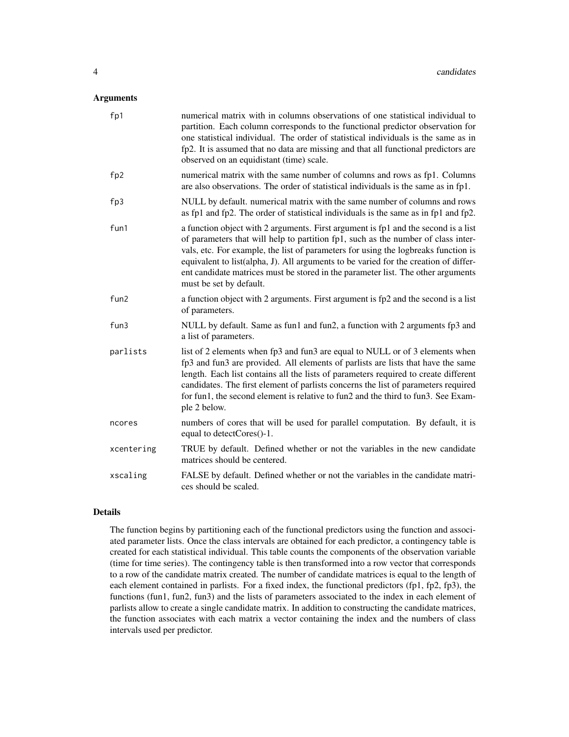## Arguments

| | |
|---|---|
| `fp1` | numerical matrix with in columns observations of one statistical individual to partition. Each column corresponds to the functional predictor observation for one statistical individual. The order of statistical individuals is the same as in fp2. It is assumed that no data are missing and that all functional predictors are observed on an equidistant (time) scale. |
| `fp2` | numerical matrix with the same number of columns and rows as fp1. Columns are also observations. The order of statistical individuals is the same as in fp1. |
| `fp3` | NULL by default. numerical matrix with the same number of columns and rows as fp1 and fp2. The order of statistical individuals is the same as in fp1 and fp2. |
| `fun1` | a function object with 2 arguments. First argument is fp1 and the second is a list of parameters that will help to partition fp1, such as the number of class intervals, etc. For example, the list of parameters for using the logbreaks function is equivalent to list(alpha, J). All arguments to be varied for the creation of different candidate matrices must be stored in the parameter list. The other arguments must be set by default. |
| `fun2` | a function object with 2 arguments. First argument is fp2 and the second is a list of parameters. |
| `fun3` | NULL by default. Same as fun1 and fun2, a function with 2 arguments fp3 and a list of parameters. |
| `parlists` | list of 2 elements when fp3 and fun3 are equal to NULL or of 3 elements when fp3 and fun3 are provided. All elements of parlists are lists that have the same length. Each list contains all the lists of parameters required to create different candidates. The first element of parlists concerns the list of parameters required for fun1, the second element is relative to fun2 and the third to fun3. See Example 2 below. |
| `ncores` | numbers of cores that will be used for parallel computation. By default, it is equal to detectCores()-1. |
| `xcentering` | TRUE by default. Defined whether or not the variables in the new candidate matrices should be centered. |
| `xscaling` | FALSE by default. Defined whether or not the variables in the candidate matrices should be scaled. |

## Details

The function begins by partitioning each of the functional predictors using the function and associated parameter lists. Once the class intervals are obtained for each predictor, a contingency table is created for each statistical individual. This table counts the components of the observation variable (time for time series). The contingency table is then transformed into a row vector that corresponds to a row of the candidate matrix created. The number of candidate matrices is equal to the length of each element contained in parlists. For a fixed index, the functional predictors (fp1, fp2, fp3), the functions (fun1, fun2, fun3) and the lists of parameters associated to the index in each element of parlists allow to create a single candidate matrix. In addition to constructing the candidate matrices, the function associates with each matrix a vector containing the index and the numbers of class intervals used per predictor.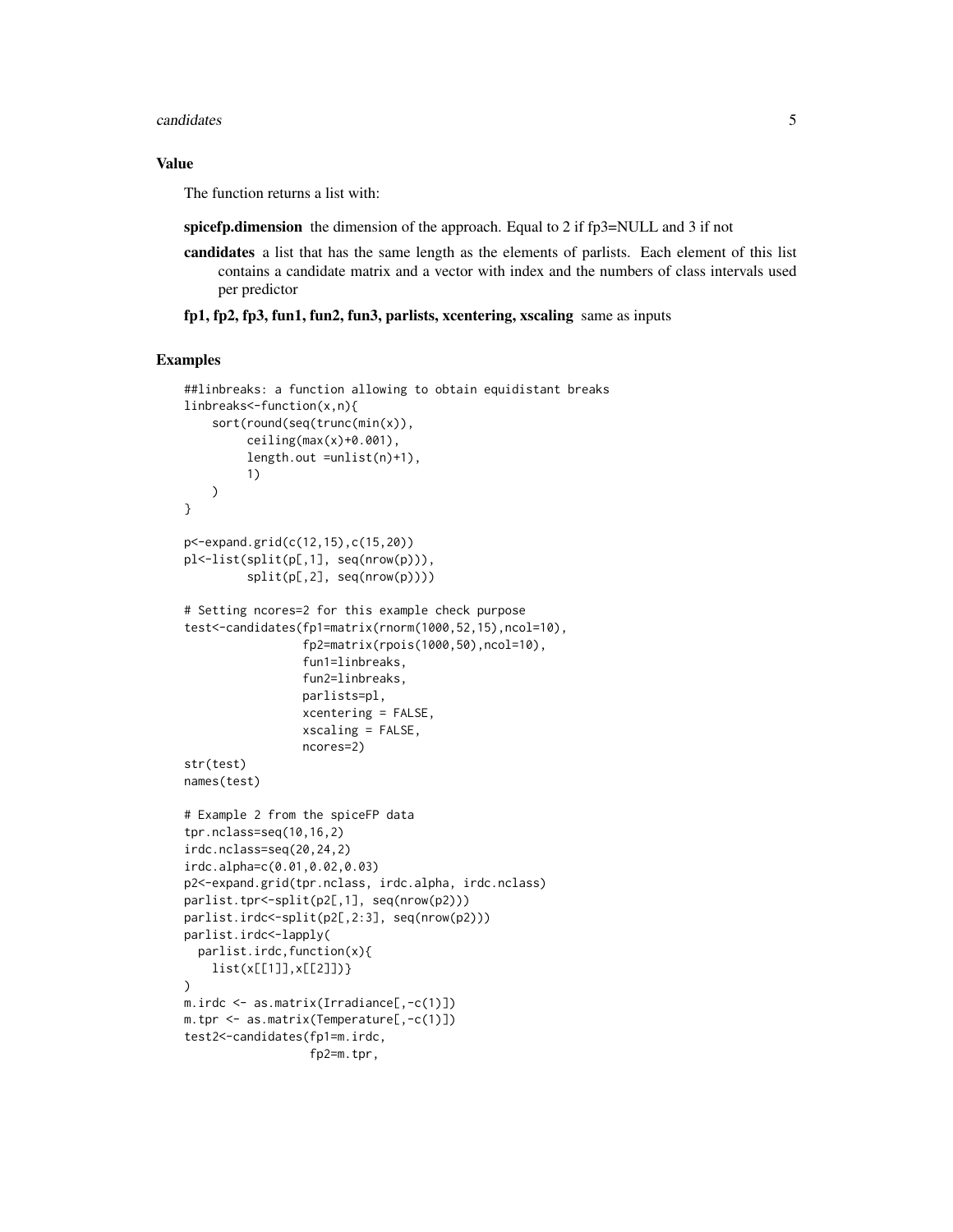## Value

The function returns a list with:

**spicefp.dimension** the dimension of the approach. Equal to 2 if fp3=NULL and 3 if not

**candidates** a list that has the same length as the elements of parlists. Each element of this list contains a candidate matrix and a vector with index and the numbers of class intervals used per predictor

**fp1, fp2, fp3, fun1, fun2, fun3, parlists, xcentering, xscaling** same as inputs

## Examples

```
##linbreaks: a function allowing to obtain equidistant breaks
linbreaks<-function(x,n){
    sort(round(seq(trunc(min(x)),
         ceiling(max(x)+0.001),
         length.out =unlist(n)+1),
         1)
    )
}

p<-expand.grid(c(12,15),c(15,20))
pl<-list(split(p[,1], seq(nrow(p))),
         split(p[,2], seq(nrow(p))))

# Setting ncores=2 for this example check purpose
test<-candidates(fp1=matrix(rnorm(1000,52,15),ncol=10),
                 fp2=matrix(rpois(1000,50),ncol=10),
                 fun1=linbreaks,
                 fun2=linbreaks,
                 parlists=pl,
                 xcentering = FALSE,
                 xscaling = FALSE,
                 ncores=2)
str(test)
names(test)

# Example 2 from the spiceFP data
tpr.nclass=seq(10,16,2)
irdc.nclass=seq(20,24,2)
irdc.alpha=c(0.01,0.02,0.03)
p2<-expand.grid(tpr.nclass, irdc.alpha, irdc.nclass)
parlist.tpr<-split(p2[,1], seq(nrow(p2)))
parlist.irdc<-split(p2[,2:3], seq(nrow(p2)))
parlist.irdc<-lapply(
  parlist.irdc,function(x){
    list(x[[1]],x[[2]])}
)
m.irdc <- as.matrix(Irradiance[,-c(1)])
m.tpr <- as.matrix(Temperature[,-c(1)])
test2<-candidates(fp1=m.irdc,
                  fp2=m.tpr,
```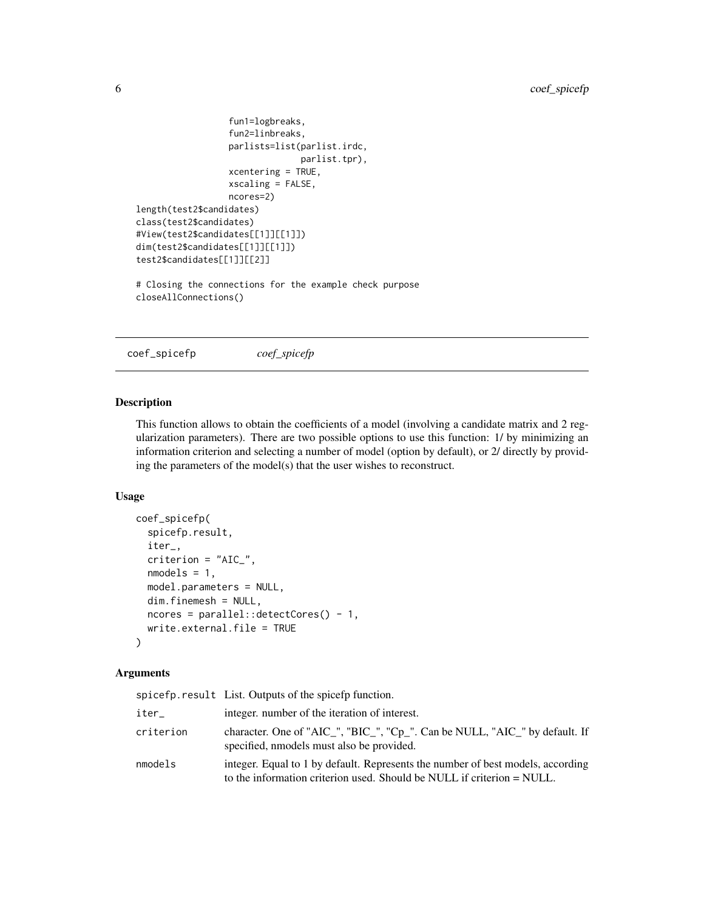```
                  fun1=logbreaks,
                  fun2=linbreaks,
                  parlists=list(parlist.irdc,
                                parlist.tpr),
                  xcentering = TRUE,
                  xscaling = FALSE,
                  ncores=2)
length(test2$candidates)
class(test2$candidates)
#View(test2$candidates[[1]][[1]])
dim(test2$candidates[[1]][[1]])
test2$candidates[[1]][[2]]

# Closing the connections for the example check purpose
closeAllConnections()
```

## coef_spicefp — *coef_spicefp*

### Description

This function allows to obtain the coefficients of a model (involving a candidate matrix and 2 regularization parameters). There are two possible options to use this function: 1/ by minimizing an information criterion and selecting a number of model (option by default), or 2/ directly by providing the parameters of the model(s) that the user wishes to reconstruct.

### Usage

```
coef_spicefp(
  spicefp.result,
  iter_,
  criterion = "AIC_",
  nmodels = 1,
  model.parameters = NULL,
  dim.finemesh = NULL,
  ncores = parallel::detectCores() - 1,
  write.external.file = TRUE
)
```

### Arguments

| | |
|---|---|
| spicefp.result | List. Outputs of the spicefp function. |
| iter_ | integer. number of the iteration of interest. |
| criterion | character. One of "AIC_", "BIC_", "Cp_". Can be NULL, "AIC_" by default. If specified, nmodels must also be provided. |
| nmodels | integer. Equal to 1 by default. Represents the number of best models, according to the information criterion used. Should be NULL if criterion = NULL. |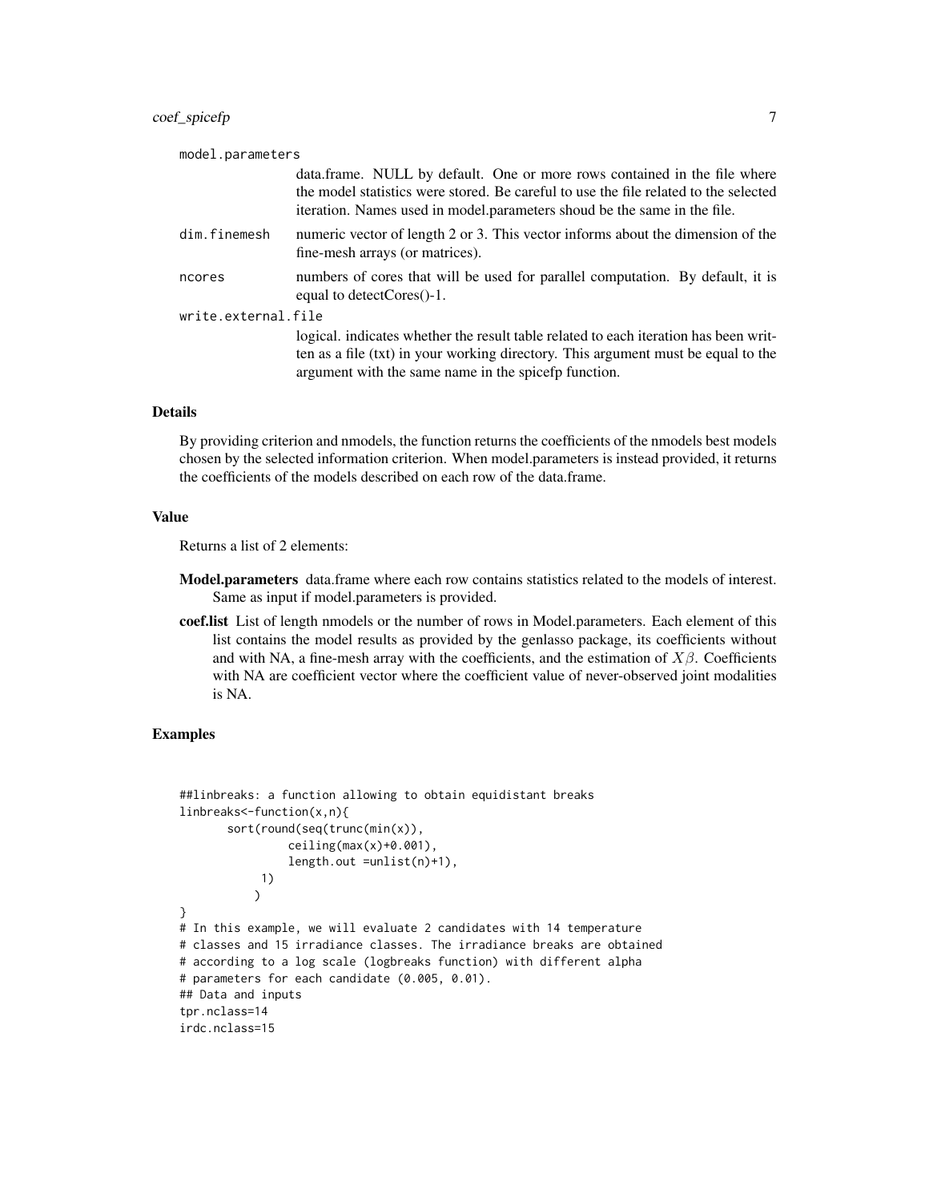model.parameters
: data.frame. NULL by default. One or more rows contained in the file where the model statistics were stored. Be careful to use the file related to the selected iteration. Names used in model.parameters shoud be the same in the file.

dim.finemesh
: numeric vector of length 2 or 3. This vector informs about the dimension of the fine-mesh arrays (or matrices).

ncores
: numbers of cores that will be used for parallel computation. By default, it is equal to detectCores()-1.

write.external.file
: logical. indicates whether the result table related to each iteration has been written as a file (txt) in your working directory. This argument must be equal to the argument with the same name in the spicefp function.

### Details

By providing criterion and nmodels, the function returns the coefficients of the nmodels best models chosen by the selected information criterion. When model.parameters is instead provided, it returns the coefficients of the models described on each row of the data.frame.

### Value

Returns a list of 2 elements:

**Model.parameters** data.frame where each row contains statistics related to the models of interest. Same as input if model.parameters is provided.

**coef.list** List of length nmodels or the number of rows in Model.parameters. Each element of this list contains the model results as provided by the genlasso package, its coefficients without and with NA, a fine-mesh array with the coefficients, and the estimation of $X\beta$. Coefficients with NA are coefficient vector where the coefficient value of never-observed joint modalities is NA.

### Examples

```
##linbreaks: a function allowing to obtain equidistant breaks
linbreaks<-function(x,n){
       sort(round(seq(trunc(min(x)),
                ceiling(max(x)+0.001),
                length.out =unlist(n)+1),
            1)
           )
}
# In this example, we will evaluate 2 candidates with 14 temperature
# classes and 15 irradiance classes. The irradiance breaks are obtained
# according to a log scale (logbreaks function) with different alpha
# parameters for each candidate (0.005, 0.01).
## Data and inputs
tpr.nclass=14
irdc.nclass=15
```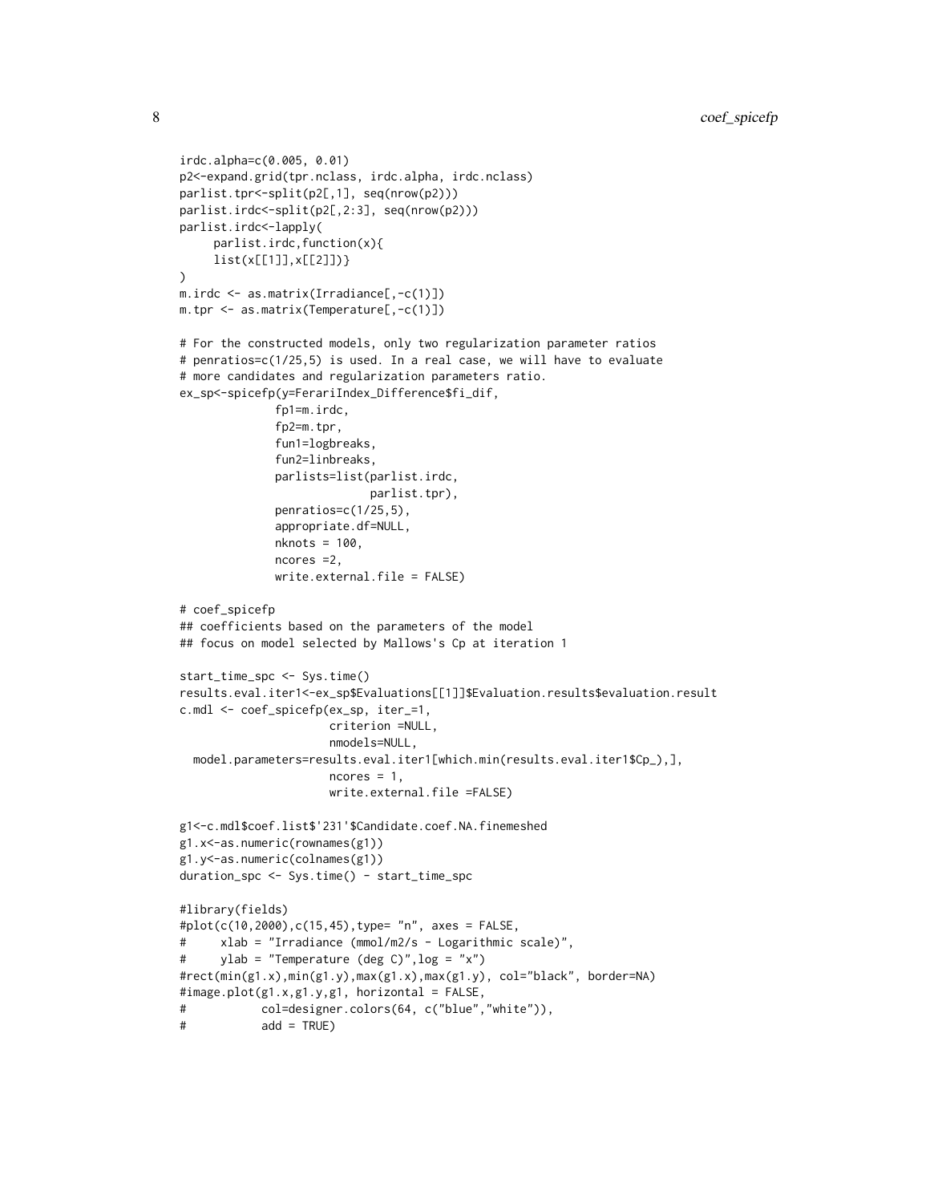```
irdc.alpha=c(0.005, 0.01)
p2<-expand.grid(tpr.nclass, irdc.alpha, irdc.nclass)
parlist.tpr<-split(p2[,1], seq(nrow(p2)))
parlist.irdc<-split(p2[,2:3], seq(nrow(p2)))
parlist.irdc<-lapply(
     parlist.irdc,function(x){
     list(x[[1]],x[[2]])}
)
m.irdc <- as.matrix(Irradiance[,-c(1)])
m.tpr <- as.matrix(Temperature[,-c(1)])

# For the constructed models, only two regularization parameter ratios
# penratios=c(1/25,5) is used. In a real case, we will have to evaluate
# more candidates and regularization parameters ratio.
ex_sp<-spicefp(y=FerariIndex_Difference$fi_dif,
              fp1=m.irdc,
              fp2=m.tpr,
              fun1=logbreaks,
              fun2=linbreaks,
              parlists=list(parlist.irdc,
                            parlist.tpr),
              penratios=c(1/25,5),
              appropriate.df=NULL,
              nknots = 100,
              ncores =2,
              write.external.file = FALSE)

# coef_spicefp
## coefficients based on the parameters of the model
## focus on model selected by Mallows's Cp at iteration 1

start_time_spc <- Sys.time()
results.eval.iter1<-ex_sp$Evaluations[[1]]$Evaluation.results$evaluation.result
c.mdl <- coef_spicefp(ex_sp, iter_=1,
                      criterion =NULL,
                      nmodels=NULL,
  model.parameters=results.eval.iter1[which.min(results.eval.iter1$Cp_),],
                      ncores = 1,
                      write.external.file =FALSE)

g1<-c.mdl$coef.list$'231'$Candidate.coef.NA.finemeshed
g1.x<-as.numeric(rownames(g1))
g1.y<-as.numeric(colnames(g1))
duration_spc <- Sys.time() - start_time_spc

#library(fields)
#plot(c(10,2000),c(15,45),type= "n", axes = FALSE,
#     xlab = "Irradiance (mmol/m2/s - Logarithmic scale)",
#     ylab = "Temperature (deg C)",log = "x")
#rect(min(g1.x),min(g1.y),max(g1.x),max(g1.y), col="black", border=NA)
#image.plot(g1.x,g1.y,g1, horizontal = FALSE,
#           col=designer.colors(64, c("blue","white")),
#           add = TRUE)
```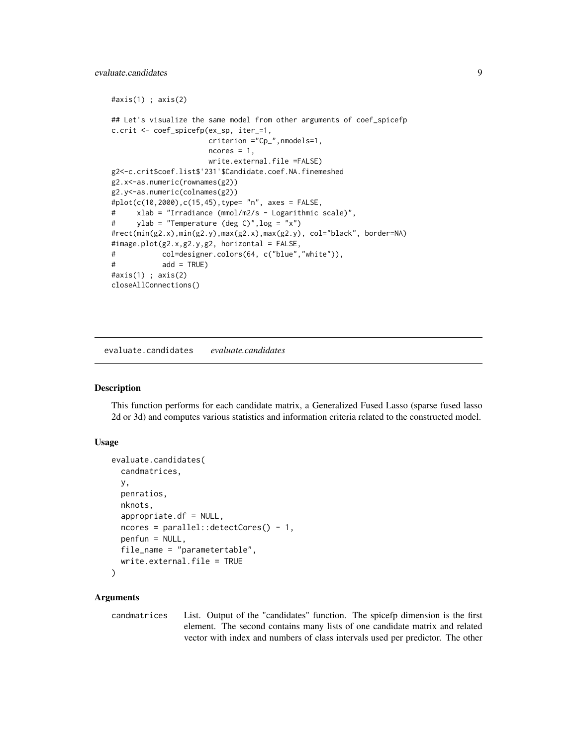```
#axis(1) ; axis(2)

## Let's visualize the same model from other arguments of coef_spicefp
c.crit <- coef_spicefp(ex_sp, iter_=1,
                       criterion ="Cp_",nmodels=1,
                       ncores = 1,
                       write.external.file =FALSE)
g2<-c.crit$coef.list$'231'$Candidate.coef.NA.finemeshed
g2.x<-as.numeric(rownames(g2))
g2.y<-as.numeric(colnames(g2))
#plot(c(10,2000),c(15,45),type= "n", axes = FALSE,
#     xlab = "Irradiance (mmol/m2/s - Logarithmic scale)",
#     ylab = "Temperature (deg C)",log = "x")
#rect(min(g2.x),min(g2.y),max(g2.x),max(g2.y), col="black", border=NA)
#image.plot(g2.x,g2.y,g2, horizontal = FALSE,
#           col=designer.colors(64, c("blue","white")),
#           add = TRUE)
#axis(1) ; axis(2)
closeAllConnections()
```

## evaluate.candidates *evaluate.candidates*

### Description

This function performs for each candidate matrix, a Generalized Fused Lasso (sparse fused lasso 2d or 3d) and computes various statistics and information criteria related to the constructed model.

### Usage

```
evaluate.candidates(
  candmatrices,
  y,
  penratios,
  nknots,
  appropriate.df = NULL,
  ncores = parallel::detectCores() - 1,
  penfun = NULL,
  file_name = "parametertable",
  write.external.file = TRUE
)
```

### Arguments

`candmatrices` List. Output of the "candidates" function. The spicefp dimension is the first element. The second contains many lists of one candidate matrix and related vector with index and numbers of class intervals used per predictor. The other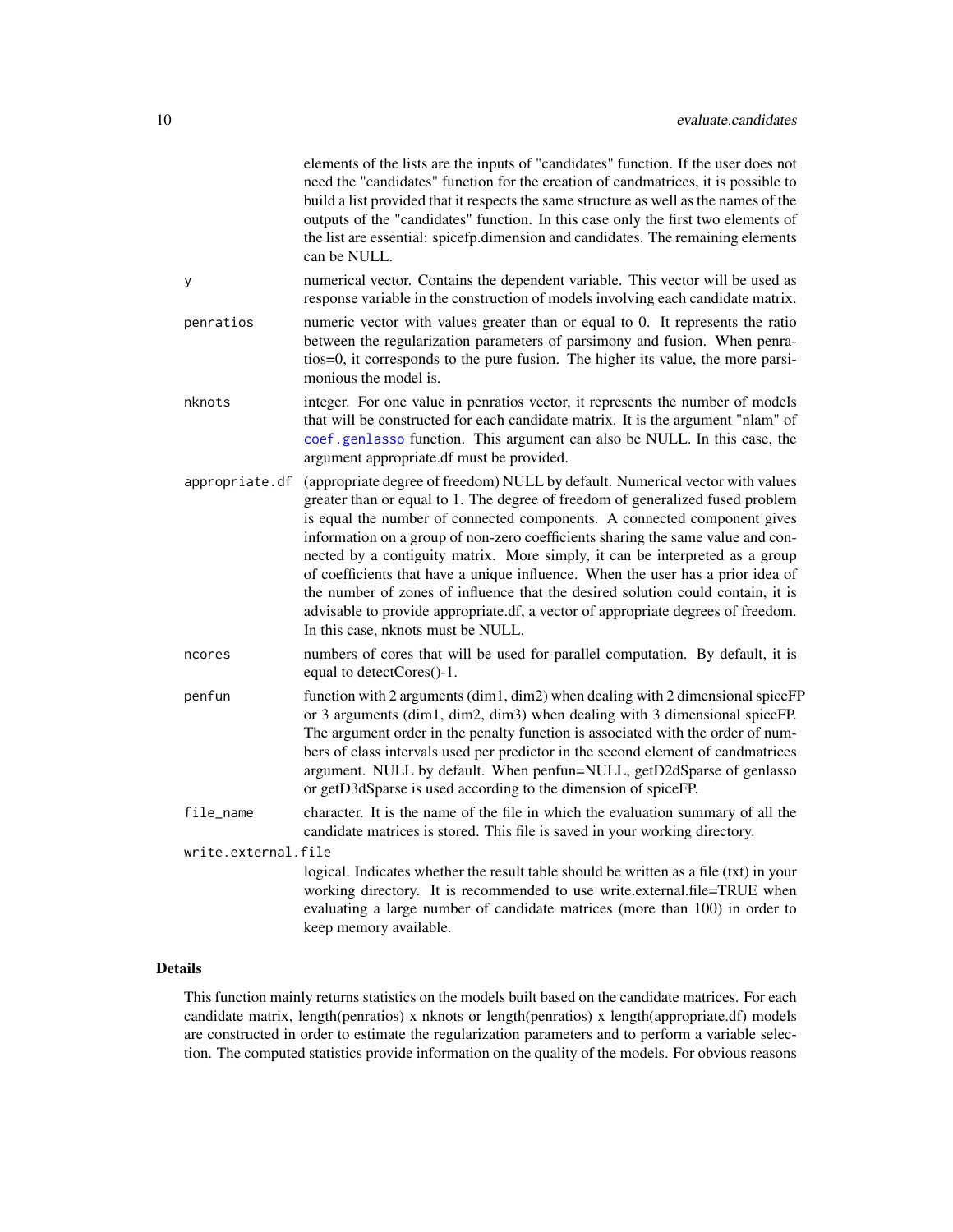elements of the lists are the inputs of "candidates" function. If the user does not need the "candidates" function for the creation of candmatrices, it is possible to build a list provided that it respects the same structure as well as the names of the outputs of the "candidates" function. In this case only the first two elements of the list are essential: spicefp.dimension and candidates. The remaining elements can be NULL.

`y` numerical vector. Contains the dependent variable. This vector will be used as response variable in the construction of models involving each candidate matrix.

`penratios` numeric vector with values greater than or equal to 0. It represents the ratio between the regularization parameters of parsimony and fusion. When penratios=0, it corresponds to the pure fusion. The higher its value, the more parsimonious the model is.

`nknots` integer. For one value in penratios vector, it represents the number of models that will be constructed for each candidate matrix. It is the argument "nlam" of `coef.genlasso` function. This argument can also be NULL. In this case, the argument appropriate.df must be provided.

`appropriate.df` (appropriate degree of freedom) NULL by default. Numerical vector with values greater than or equal to 1. The degree of freedom of generalized fused problem is equal the number of connected components. A connected component gives information on a group of non-zero coefficients sharing the same value and connected by a contiguity matrix. More simply, it can be interpreted as a group of coefficients that have a unique influence. When the user has a prior idea of the number of zones of influence that the desired solution could contain, it is advisable to provide appropriate.df, a vector of appropriate degrees of freedom. In this case, nknots must be NULL.

`ncores` numbers of cores that will be used for parallel computation. By default, it is equal to detectCores()-1.

`penfun` function with 2 arguments (dim1, dim2) when dealing with 2 dimensional spiceFP or 3 arguments (dim1, dim2, dim3) when dealing with 3 dimensional spiceFP. The argument order in the penalty function is associated with the order of numbers of class intervals used per predictor in the second element of candmatrices argument. NULL by default. When penfun=NULL, getD2dSparse of genlasso or getD3dSparse is used according to the dimension of spiceFP.

`file_name` character. It is the name of the file in which the evaluation summary of all the candidate matrices is stored. This file is saved in your working directory.

`write.external.file` logical. Indicates whether the result table should be written as a file (txt) in your working directory. It is recommended to use write.external.file=TRUE when evaluating a large number of candidate matrices (more than 100) in order to keep memory available.

## Details

This function mainly returns statistics on the models built based on the candidate matrices. For each candidate matrix, length(penratios) x nknots or length(penratios) x length(appropriate.df) models are constructed in order to estimate the regularization parameters and to perform a variable selection. The computed statistics provide information on the quality of the models. For obvious reasons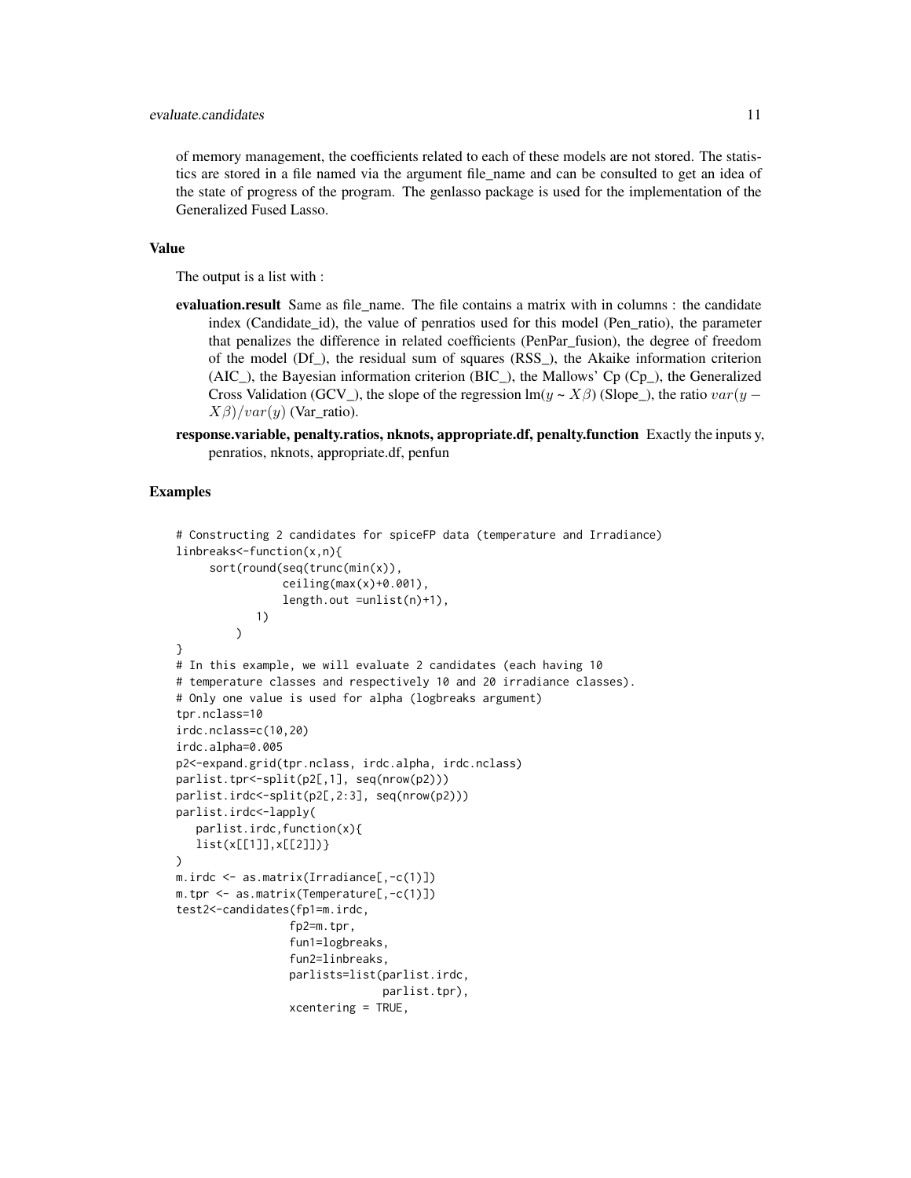of memory management, the coefficients related to each of these models are not stored. The statistics are stored in a file named via the argument file_name and can be consulted to get an idea of the state of progress of the program. The genlasso package is used for the implementation of the Generalized Fused Lasso.

### Value

The output is a list with :

**evaluation.result** Same as file_name. The file contains a matrix with in columns : the candidate index (Candidate_id), the value of penratios used for this model (Pen_ratio), the parameter that penalizes the difference in related coefficients (PenPar_fusion), the degree of freedom of the model (Df_), the residual sum of squares (RSS_), the Akaike information criterion (AIC_), the Bayesian information criterion (BIC_), the Mallows' Cp (Cp_), the Generalized Cross Validation (GCV_), the slope of the regression lm($y$ ~ $X\beta$) (Slope_), the ratio $var(y - X\beta)/var(y)$ (Var_ratio).

**response.variable, penalty.ratios, nknots, appropriate.df, penalty.function** Exactly the inputs y, penratios, nknots, appropriate.df, penfun

### Examples

```
# Constructing 2 candidates for spiceFP data (temperature and Irradiance)
linbreaks<-function(x,n){
     sort(round(seq(trunc(min(x)),
                ceiling(max(x)+0.001),
                length.out =unlist(n)+1),
            1)
         )
}
# In this example, we will evaluate 2 candidates (each having 10
# temperature classes and respectively 10 and 20 irradiance classes).
# Only one value is used for alpha (logbreaks argument)
tpr.nclass=10
irdc.nclass=c(10,20)
irdc.alpha=0.005
p2<-expand.grid(tpr.nclass, irdc.alpha, irdc.nclass)
parlist.tpr<-split(p2[,1], seq(nrow(p2)))
parlist.irdc<-split(p2[,2:3], seq(nrow(p2)))
parlist.irdc<-lapply(
   parlist.irdc,function(x){
   list(x[[1]],x[[2]])}
)
m.irdc <- as.matrix(Irradiance[,-c(1)])
m.tpr <- as.matrix(Temperature[,-c(1)])
test2<-candidates(fp1=m.irdc,
                 fp2=m.tpr,
                 fun1=logbreaks,
                 fun2=linbreaks,
                 parlists=list(parlist.irdc,
                              parlist.tpr),
                 xcentering = TRUE,
```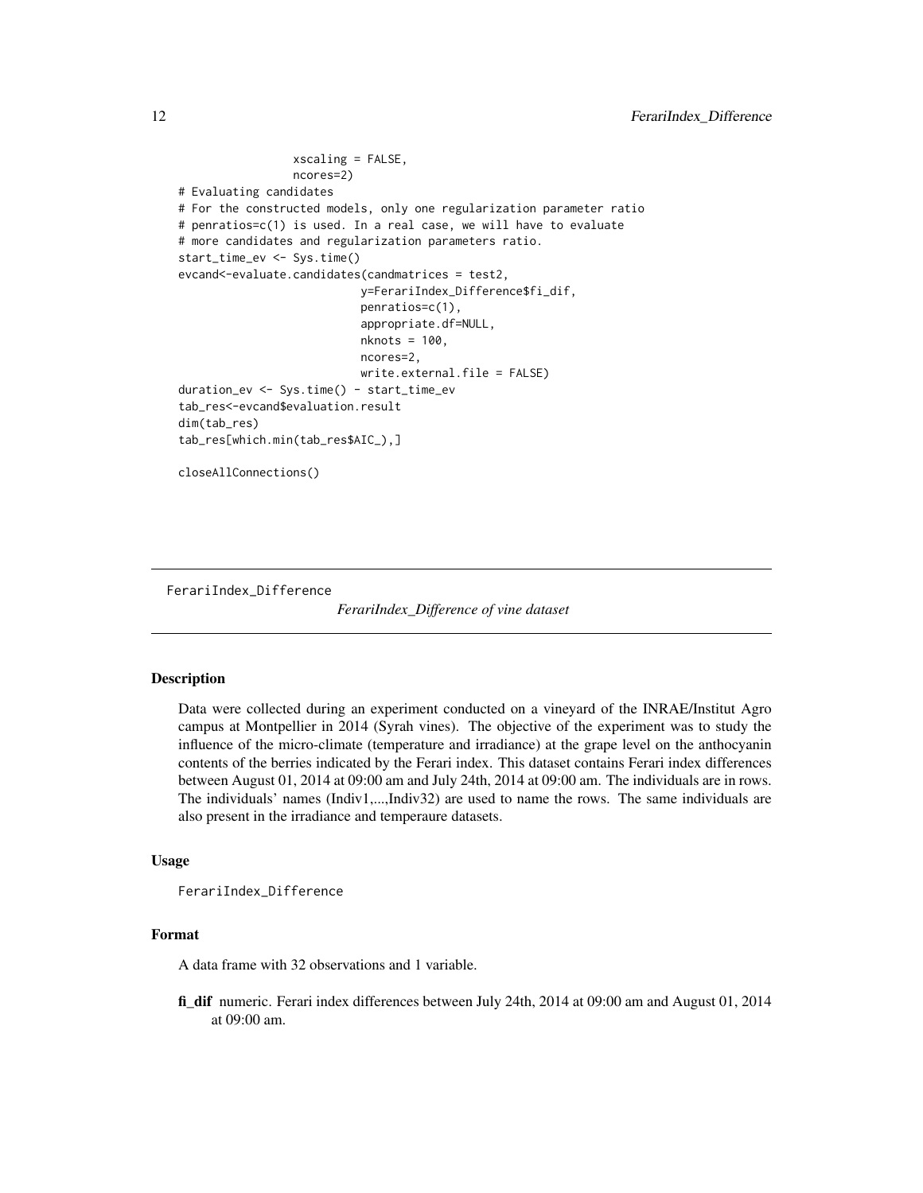```
                 xscaling = FALSE,
                 ncores=2)
# Evaluating candidates
# For the constructed models, only one regularization parameter ratio
# penratios=c(1) is used. In a real case, we will have to evaluate
# more candidates and regularization parameters ratio.
start_time_ev <- Sys.time()
evcand<-evaluate.candidates(candmatrices = test2,
                          y=FerariIndex_Difference$fi_dif,
                          penratios=c(1),
                          appropriate.df=NULL,
                          nknots = 100,
                          ncores=2,
                          write.external.file = FALSE)
duration_ev <- Sys.time() - start_time_ev
tab_res<-evcand$evaluation.result
dim(tab_res)
tab_res[which.min(tab_res$AIC_),]

closeAllConnections()
```

---

FerariIndex_Difference

*FerariIndex_Difference of vine dataset*

---

## Description

Data were collected during an experiment conducted on a vineyard of the INRAE/Institut Agro campus at Montpellier in 2014 (Syrah vines). The objective of the experiment was to study the influence of the micro-climate (temperature and irradiance) at the grape level on the anthocyanin contents of the berries indicated by the Ferari index. This dataset contains Ferari index differences between August 01, 2014 at 09:00 am and July 24th, 2014 at 09:00 am. The individuals are in rows. The individuals' names (Indiv1,...,Indiv32) are used to name the rows. The same individuals are also present in the irradiance and temperaure datasets.

## Usage

```
FerariIndex_Difference
```

## Format

A data frame with 32 observations and 1 variable.

**fi_dif** numeric. Ferari index differences between July 24th, 2014 at 09:00 am and August 01, 2014 at 09:00 am.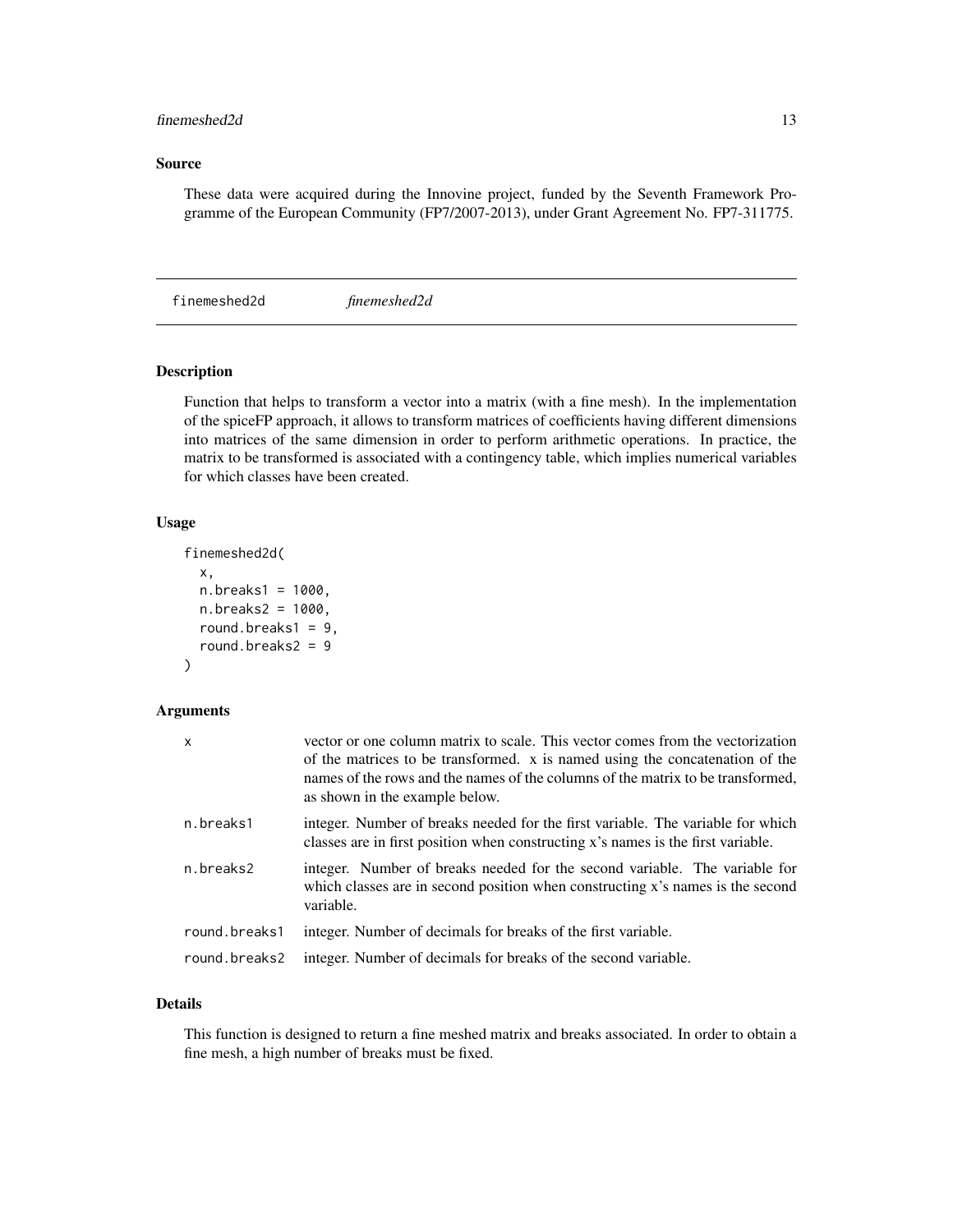## Source

These data were acquired during the Innovine project, funded by the Seventh Framework Programme of the European Community (FP7/2007-2013), under Grant Agreement No. FP7-311775.

---

# finemeshed2d *finemeshed2d*

## Description

Function that helps to transform a vector into a matrix (with a fine mesh). In the implementation of the spiceFP approach, it allows to transform matrices of coefficients having different dimensions into matrices of the same dimension in order to perform arithmetic operations. In practice, the matrix to be transformed is associated with a contingency table, which implies numerical variables for which classes have been created.

## Usage

```
finemeshed2d(
  x,
  n.breaks1 = 1000,
  n.breaks2 = 1000,
  round.breaks1 = 9,
  round.breaks2 = 9
)
```

## Arguments

| | |
|---|---|
| x | vector or one column matrix to scale. This vector comes from the vectorization of the matrices to be transformed. x is named using the concatenation of the names of the rows and the names of the columns of the matrix to be transformed, as shown in the example below. |
| n.breaks1 | integer. Number of breaks needed for the first variable. The variable for which classes are in first position when constructing x's names is the first variable. |
| n.breaks2 | integer. Number of breaks needed for the second variable. The variable for which classes are in second position when constructing x's names is the second variable. |
| round.breaks1 | integer. Number of decimals for breaks of the first variable. |
| round.breaks2 | integer. Number of decimals for breaks of the second variable. |

## Details

This function is designed to return a fine meshed matrix and breaks associated. In order to obtain a fine mesh, a high number of breaks must be fixed.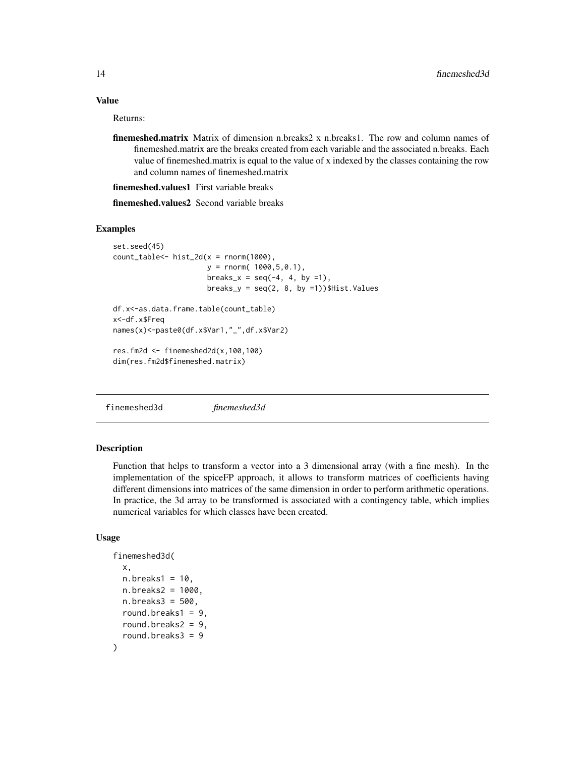### Value

Returns:

**finemeshed.matrix** Matrix of dimension n.breaks2 x n.breaks1. The row and column names of finemeshed.matrix are the breaks created from each variable and the associated n.breaks. Each value of finemeshed.matrix is equal to the value of x indexed by the classes containing the row and column names of finemeshed.matrix

**finemeshed.values1** First variable breaks

**finemeshed.values2** Second variable breaks

### Examples

```
set.seed(45)
count_table<- hist_2d(x = rnorm(1000),
                     y = rnorm( 1000,5,0.1),
                     breaks_x = seq(-4, 4, by =1),
                     breaks_y = seq(2, 8, by =1))$Hist.Values

df.x<-as.data.frame.table(count_table)
x<-df.x$Freq
names(x)<-paste0(df.x$Var1,"_",df.x$Var2)

res.fm2d <- finemeshed2d(x,100,100)
dim(res.fm2d$finemeshed.matrix)
```

---

## finemeshed3d *finemeshed3d*

---

### Description

Function that helps to transform a vector into a 3 dimensional array (with a fine mesh). In the implementation of the spiceFP approach, it allows to transform matrices of coefficients having different dimensions into matrices of the same dimension in order to perform arithmetic operations. In practice, the 3d array to be transformed is associated with a contingency table, which implies numerical variables for which classes have been created.

### Usage

```
finemeshed3d(
  x,
  n.breaks1 = 10,
  n.breaks2 = 1000,
  n.breaks3 = 500,
  round.breaks1 = 9,
  round.breaks2 = 9,
  round.breaks3 = 9
)
```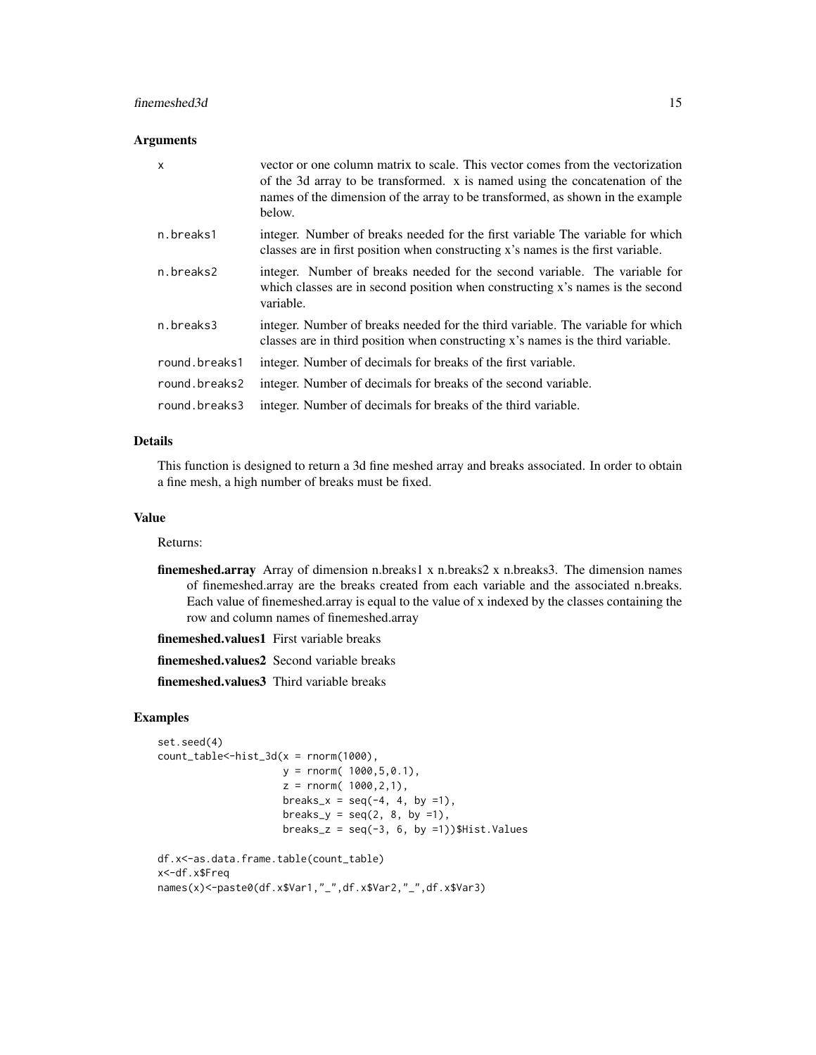### Arguments

| | |
|---|---|
| x | vector or one column matrix to scale. This vector comes from the vectorization of the 3d array to be transformed. x is named using the concatenation of the names of the dimension of the array to be transformed, as shown in the example below. |
| n.breaks1 | integer. Number of breaks needed for the first variable The variable for which classes are in first position when constructing x's names is the first variable. |
| n.breaks2 | integer. Number of breaks needed for the second variable. The variable for which classes are in second position when constructing x's names is the second variable. |
| n.breaks3 | integer. Number of breaks needed for the third variable. The variable for which classes are in third position when constructing x's names is the third variable. |
| round.breaks1 | integer. Number of decimals for breaks of the first variable. |
| round.breaks2 | integer. Number of decimals for breaks of the second variable. |
| round.breaks3 | integer. Number of decimals for breaks of the third variable. |

### Details

This function is designed to return a 3d fine meshed array and breaks associated. In order to obtain a fine mesh, a high number of breaks must be fixed.

### Value

Returns:

**finemeshed.array** Array of dimension n.breaks1 x n.breaks2 x n.breaks3. The dimension names of finemeshed.array are the breaks created from each variable and the associated n.breaks. Each value of finemeshed.array is equal to the value of x indexed by the classes containing the row and column names of finemeshed.array

**finemeshed.values1** First variable breaks

**finemeshed.values2** Second variable breaks

**finemeshed.values3** Third variable breaks

### Examples

```
set.seed(4)
count_table<-hist_3d(x = rnorm(1000),
                     y = rnorm( 1000,5,0.1),
                     z = rnorm( 1000,2,1),
                     breaks_x = seq(-4, 4, by =1),
                     breaks_y = seq(2, 8, by =1),
                     breaks_z = seq(-3, 6, by =1))$Hist.Values

df.x<-as.data.frame.table(count_table)
x<-df.x$Freq
names(x)<-paste0(df.x$Var1,"_",df.x$Var2,"_",df.x$Var3)
```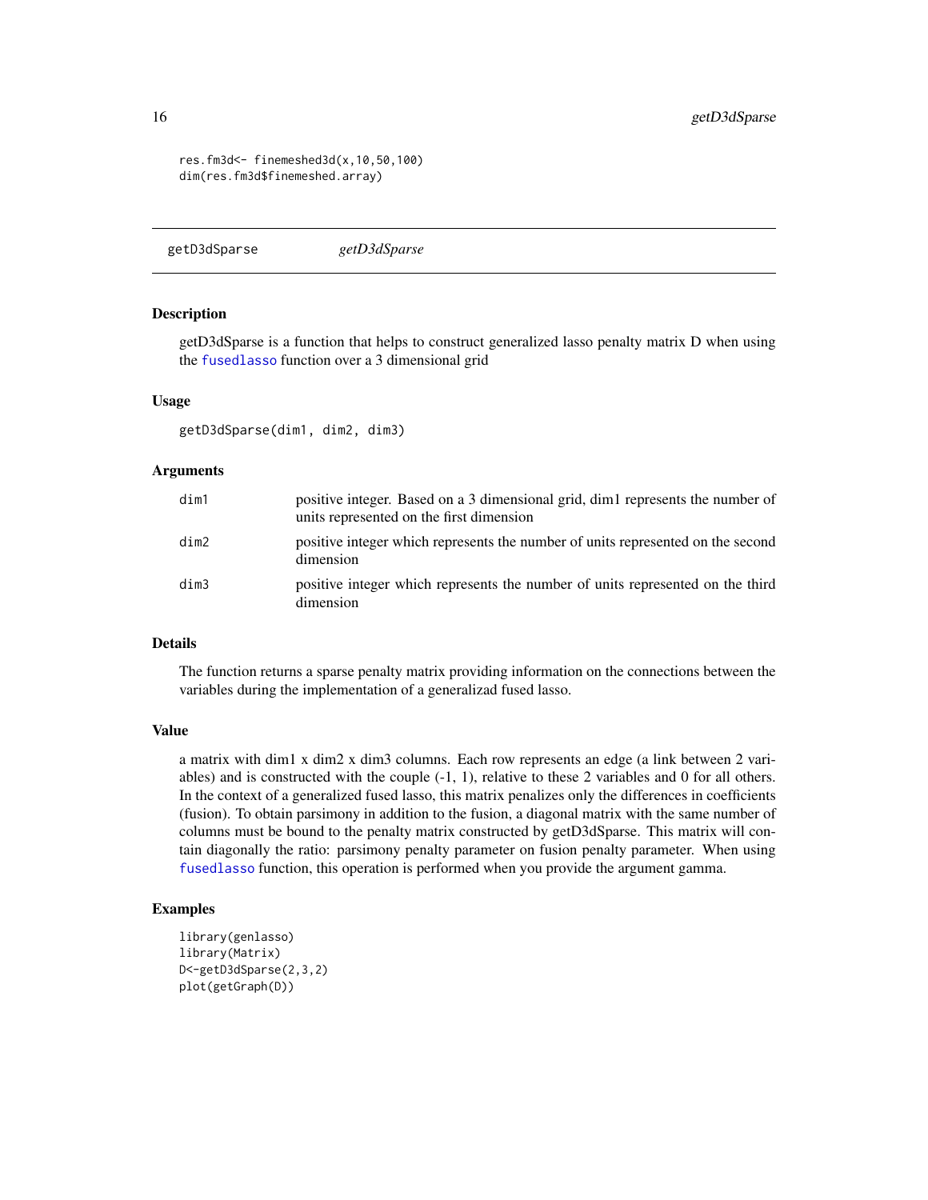```
res.fm3d<- finemeshed3d(x,10,50,100)
dim(res.fm3d$finemeshed.array)
```

## getD3dSparse — *getD3dSparse*

### Description

getD3dSparse is a function that helps to construct generalized lasso penalty matrix D when using the fusedlasso function over a 3 dimensional grid

### Usage

```
getD3dSparse(dim1, dim2, dim3)
```

### Arguments

| | |
|---|---|
| dim1 | positive integer. Based on a 3 dimensional grid, dim1 represents the number of units represented on the first dimension |
| dim2 | positive integer which represents the number of units represented on the second dimension |
| dim3 | positive integer which represents the number of units represented on the third dimension |

### Details

The function returns a sparse penalty matrix providing information on the connections between the variables during the implementation of a generalizad fused lasso.

### Value

a matrix with dim1 x dim2 x dim3 columns. Each row represents an edge (a link between 2 variables) and is constructed with the couple (-1, 1), relative to these 2 variables and 0 for all others. In the context of a generalized fused lasso, this matrix penalizes only the differences in coefficients (fusion). To obtain parsimony in addition to the fusion, a diagonal matrix with the same number of columns must be bound to the penalty matrix constructed by getD3dSparse. This matrix will contain diagonally the ratio: parsimony penalty parameter on fusion penalty parameter. When using fusedlasso function, this operation is performed when you provide the argument gamma.

### Examples

```
library(genlasso)
library(Matrix)
D<-getD3dSparse(2,3,2)
plot(getGraph(D))
```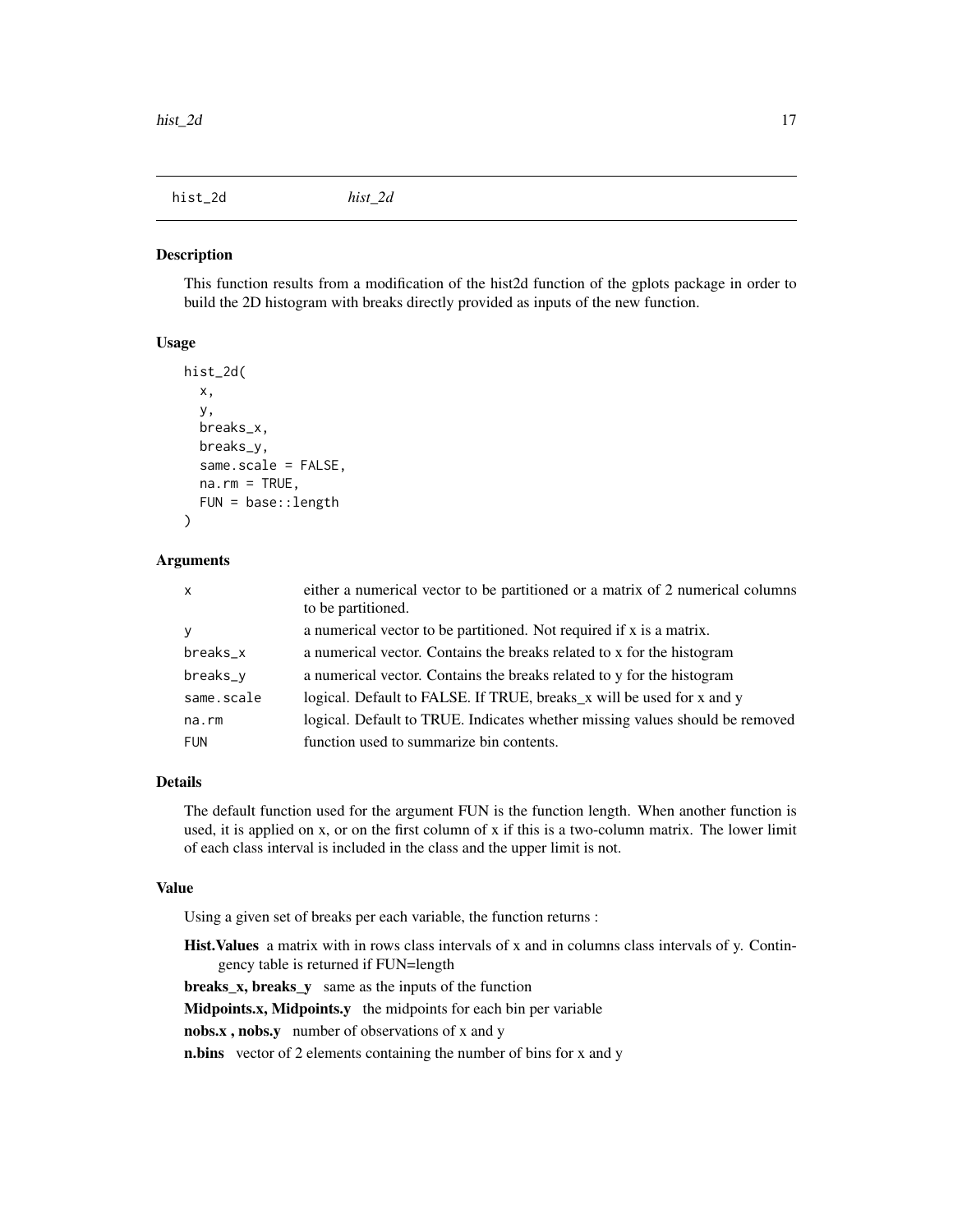# hist_2d

*hist_2d*

## Description

This function results from a modification of the hist2d function of the gplots package in order to build the 2D histogram with breaks directly provided as inputs of the new function.

## Usage

```
hist_2d(
  x,
  y,
  breaks_x,
  breaks_y,
  same.scale = FALSE,
  na.rm = TRUE,
  FUN = base::length
)
```

## Arguments

| Argument | Description |
|---|---|
| x | either a numerical vector to be partitioned or a matrix of 2 numerical columns to be partitioned. |
| y | a numerical vector to be partitioned. Not required if x is a matrix. |
| breaks_x | a numerical vector. Contains the breaks related to x for the histogram |
| breaks_y | a numerical vector. Contains the breaks related to y for the histogram |
| same.scale | logical. Default to FALSE. If TRUE, breaks_x will be used for x and y |
| na.rm | logical. Default to TRUE. Indicates whether missing values should be removed |
| FUN | function used to summarize bin contents. |

## Details

The default function used for the argument FUN is the function length. When another function is used, it is applied on x, or on the first column of x if this is a two-column matrix. The lower limit of each class interval is included in the class and the upper limit is not.

## Value

Using a given set of breaks per each variable, the function returns :

**Hist.Values** a matrix with in rows class intervals of x and in columns class intervals of y. Contingency table is returned if FUN=length

**breaks_x, breaks_y** same as the inputs of the function

**Midpoints.x, Midpoints.y** the midpoints for each bin per variable

**nobs.x , nobs.y** number of observations of x and y

**n.bins** vector of 2 elements containing the number of bins for x and y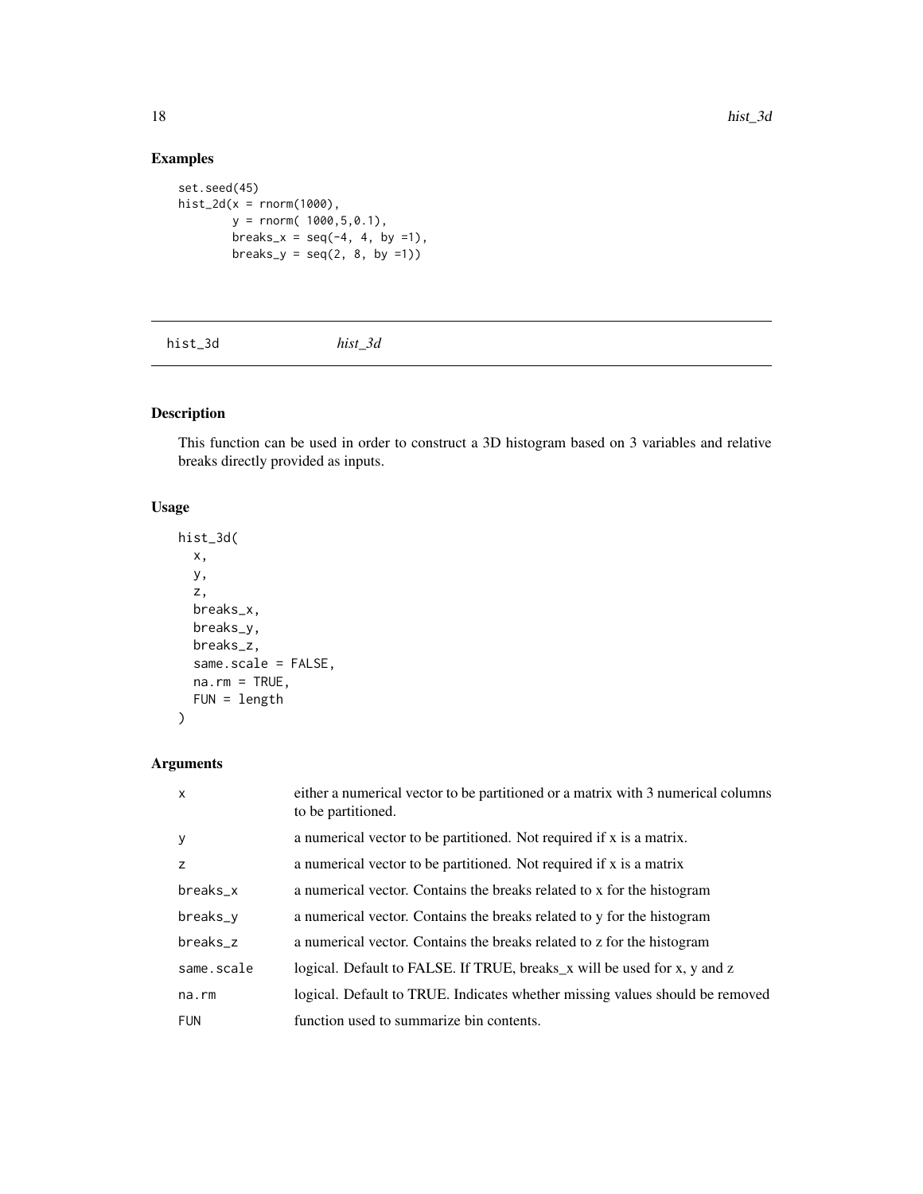## Examples

```
set.seed(45)
hist_2d(x = rnorm(1000),
        y = rnorm( 1000,5,0.1),
        breaks_x = seq(-4, 4, by =1),
        breaks_y = seq(2, 8, by =1))
```

---

hist_3d *hist_3d*

---

## Description

This function can be used in order to construct a 3D histogram based on 3 variables and relative breaks directly provided as inputs.

## Usage

```
hist_3d(
  x,
  y,
  z,
  breaks_x,
  breaks_y,
  breaks_z,
  same.scale = FALSE,
  na.rm = TRUE,
  FUN = length
)
```

## Arguments

| | |
|---|---|
| x | either a numerical vector to be partitioned or a matrix with 3 numerical columns to be partitioned. |
| y | a numerical vector to be partitioned. Not required if x is a matrix. |
| z | a numerical vector to be partitioned. Not required if x is a matrix |
| breaks_x | a numerical vector. Contains the breaks related to x for the histogram |
| breaks_y | a numerical vector. Contains the breaks related to y for the histogram |
| breaks_z | a numerical vector. Contains the breaks related to z for the histogram |
| same.scale | logical. Default to FALSE. If TRUE, breaks_x will be used for x, y and z |
| na.rm | logical. Default to TRUE. Indicates whether missing values should be removed |
| FUN | function used to summarize bin contents. |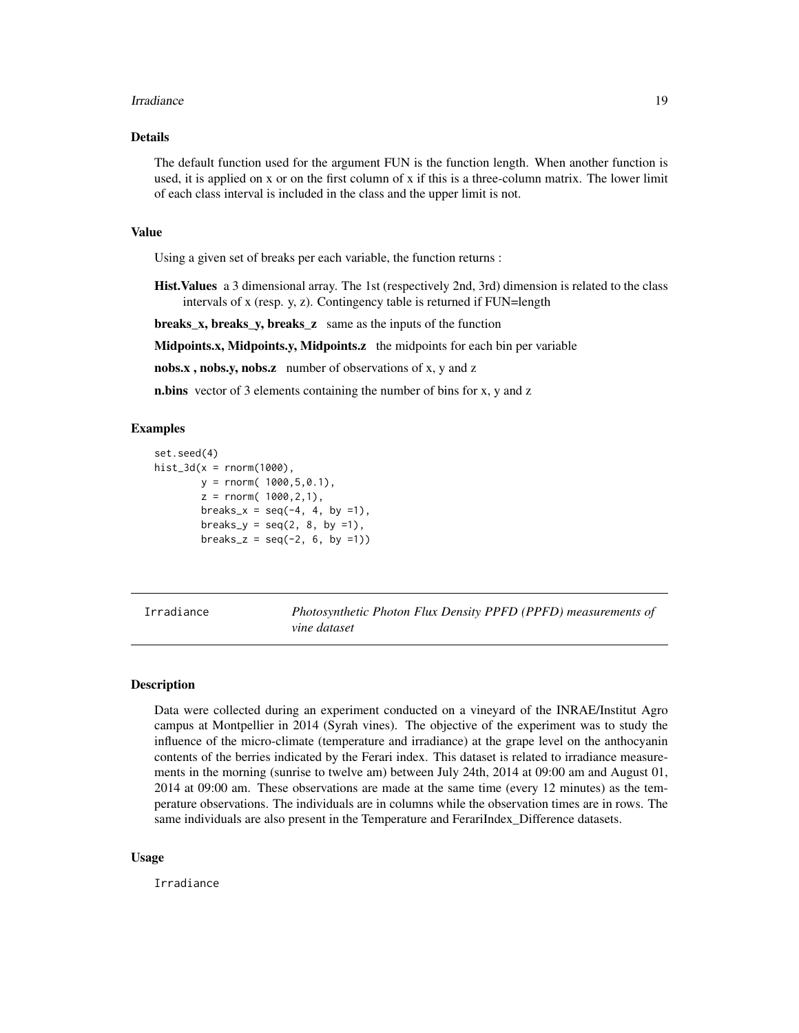### Details

The default function used for the argument FUN is the function length. When another function is used, it is applied on x or on the first column of x if this is a three-column matrix. The lower limit of each class interval is included in the class and the upper limit is not.

### Value

Using a given set of breaks per each variable, the function returns :

**Hist.Values** a 3 dimensional array. The 1st (respectively 2nd, 3rd) dimension is related to the class intervals of x (resp. y, z). Contingency table is returned if FUN=length

**breaks_x, breaks_y, breaks_z** same as the inputs of the function

**Midpoints.x, Midpoints.y, Midpoints.z** the midpoints for each bin per variable

**nobs.x , nobs.y, nobs.z** number of observations of x, y and z

**n.bins** vector of 3 elements containing the number of bins for x, y and z

### Examples

```
set.seed(4)
hist_3d(x = rnorm(1000),
        y = rnorm( 1000,5,0.1),
        z = rnorm( 1000,2,1),
        breaks_x = seq(-4, 4, by =1),
        breaks_y = seq(2, 8, by =1),
        breaks_z = seq(-2, 6, by =1))
```

---

## Irradiance — *Photosynthetic Photon Flux Density PPFD (PPFD) measurements of vine dataset*

---

### Description

Data were collected during an experiment conducted on a vineyard of the INRAE/Institut Agro campus at Montpellier in 2014 (Syrah vines). The objective of the experiment was to study the influence of the micro-climate (temperature and irradiance) at the grape level on the anthocyanin contents of the berries indicated by the Ferari index. This dataset is related to irradiance measurements in the morning (sunrise to twelve am) between July 24th, 2014 at 09:00 am and August 01, 2014 at 09:00 am. These observations are made at the same time (every 12 minutes) as the temperature observations. The individuals are in columns while the observation times are in rows. The same individuals are also present in the Temperature and FerariIndex_Difference datasets.

### Usage

```
Irradiance
```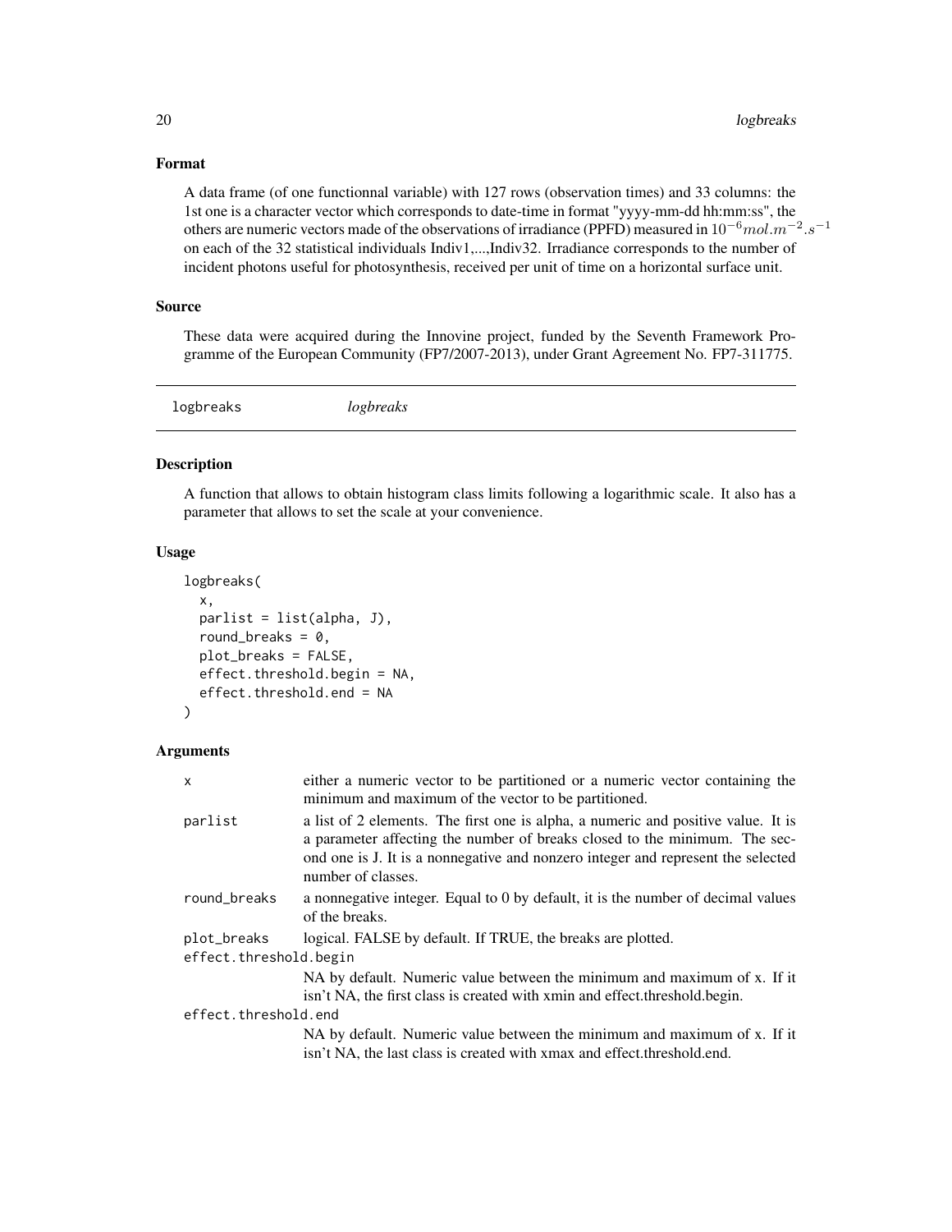### Format

A data frame (of one functionnal variable) with 127 rows (observation times) and 33 columns: the 1st one is a character vector which corresponds to date-time in format "yyyy-mm-dd hh:mm:ss", the others are numeric vectors made of the observations of irradiance (PPFD) measured in $10^{-6} mol.m^{-2}.s^{-1}$ on each of the 32 statistical individuals Indiv1,...,Indiv32. Irradiance corresponds to the number of incident photons useful for photosynthesis, received per unit of time on a horizontal surface unit.

### Source

These data were acquired during the Innovine project, funded by the Seventh Framework Programme of the European Community (FP7/2007-2013), under Grant Agreement No. FP7-311775.

---

## logbreaks *logbreaks*

---

### Description

A function that allows to obtain histogram class limits following a logarithmic scale. It also has a parameter that allows to set the scale at your convenience.

### Usage

```
logbreaks(
  x,
  parlist = list(alpha, J),
  round_breaks = 0,
  plot_breaks = FALSE,
  effect.threshold.begin = NA,
  effect.threshold.end = NA
)
```

### Arguments

| | |
|---|---|
| x | either a numeric vector to be partitioned or a numeric vector containing the minimum and maximum of the vector to be partitioned. |
| parlist | a list of 2 elements. The first one is alpha, a numeric and positive value. It is a parameter affecting the number of breaks closed to the minimum. The second one is J. It is a nonnegative and nonzero integer and represent the selected number of classes. |
| round_breaks | a nonnegative integer. Equal to 0 by default, it is the number of decimal values of the breaks. |
| plot_breaks | logical. FALSE by default. If TRUE, the breaks are plotted. |
| effect.threshold.begin | NA by default. Numeric value between the minimum and maximum of x. If it isn't NA, the first class is created with xmin and effect.threshold.begin. |
| effect.threshold.end | NA by default. Numeric value between the minimum and maximum of x. If it isn't NA, the last class is created with xmax and effect.threshold.end. |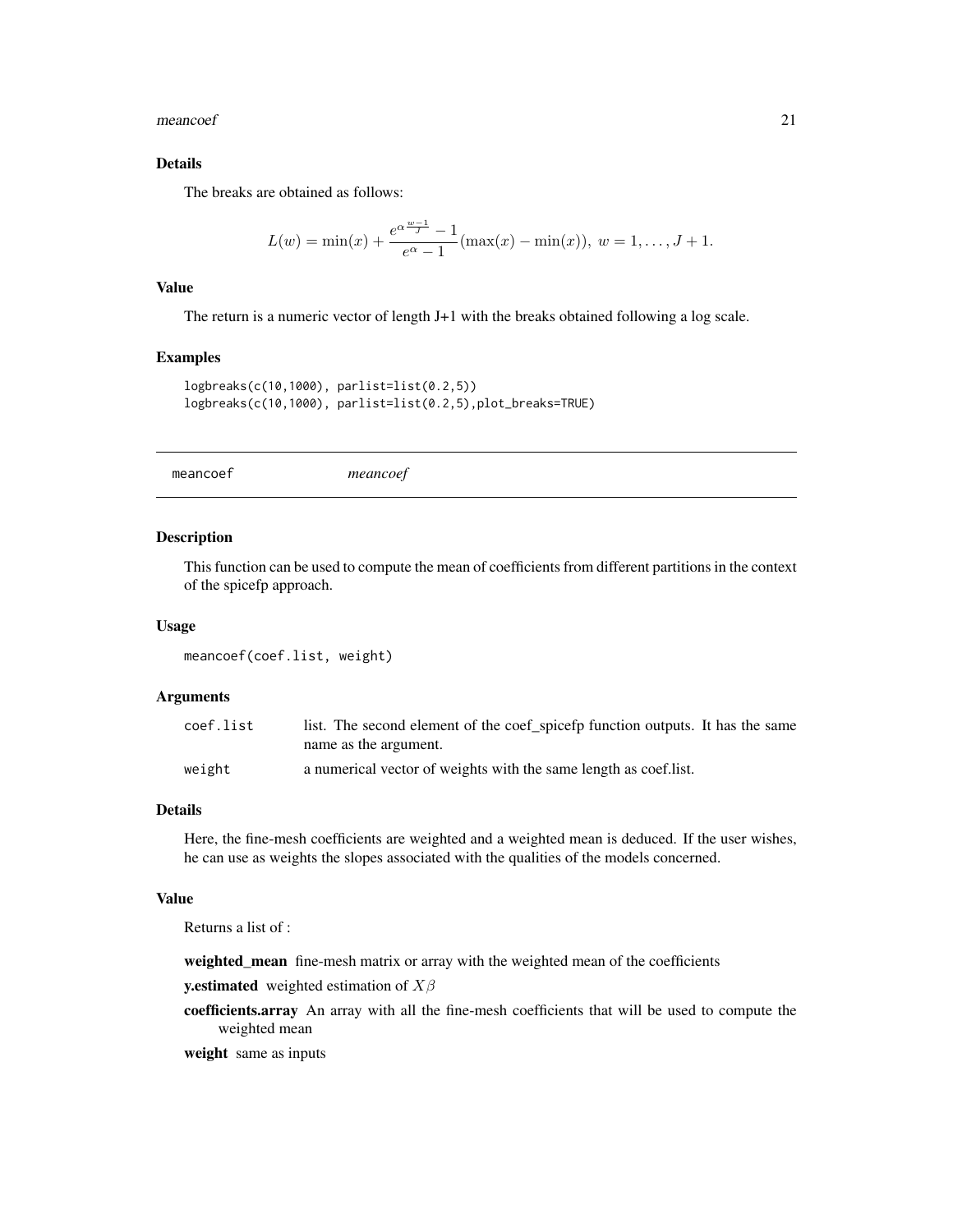### Details

The breaks are obtained as follows:

$$L(w) = \min(x) + \frac{e^{\alpha \frac{w-1}{J}} - 1}{e^{\alpha} - 1}(\max(x) - \min(x)),\ w = 1, \ldots, J + 1.$$

### Value

The return is a numeric vector of length J+1 with the breaks obtained following a log scale.

### Examples

```
logbreaks(c(10,1000), parlist=list(0.2,5))
logbreaks(c(10,1000), parlist=list(0.2,5),plot_breaks=TRUE)
```

---

## meancoef *meancoef*

---

### Description

This function can be used to compute the mean of coefficients from different partitions in the context of the spicefp approach.

### Usage

```
meancoef(coef.list, weight)
```

### Arguments

| | |
|---|---|
| coef.list | list. The second element of the coef_spicefp function outputs. It has the same name as the argument. |
| weight | a numerical vector of weights with the same length as coef.list. |

### Details

Here, the fine-mesh coefficients are weighted and a weighted mean is deduced. If the user wishes, he can use as weights the slopes associated with the qualities of the models concerned.

### Value

Returns a list of :

**weighted_mean** fine-mesh matrix or array with the weighted mean of the coefficients

**y.estimated** weighted estimation of $X\beta$

**coefficients.array** An array with all the fine-mesh coefficients that will be used to compute the weighted mean

**weight** same as inputs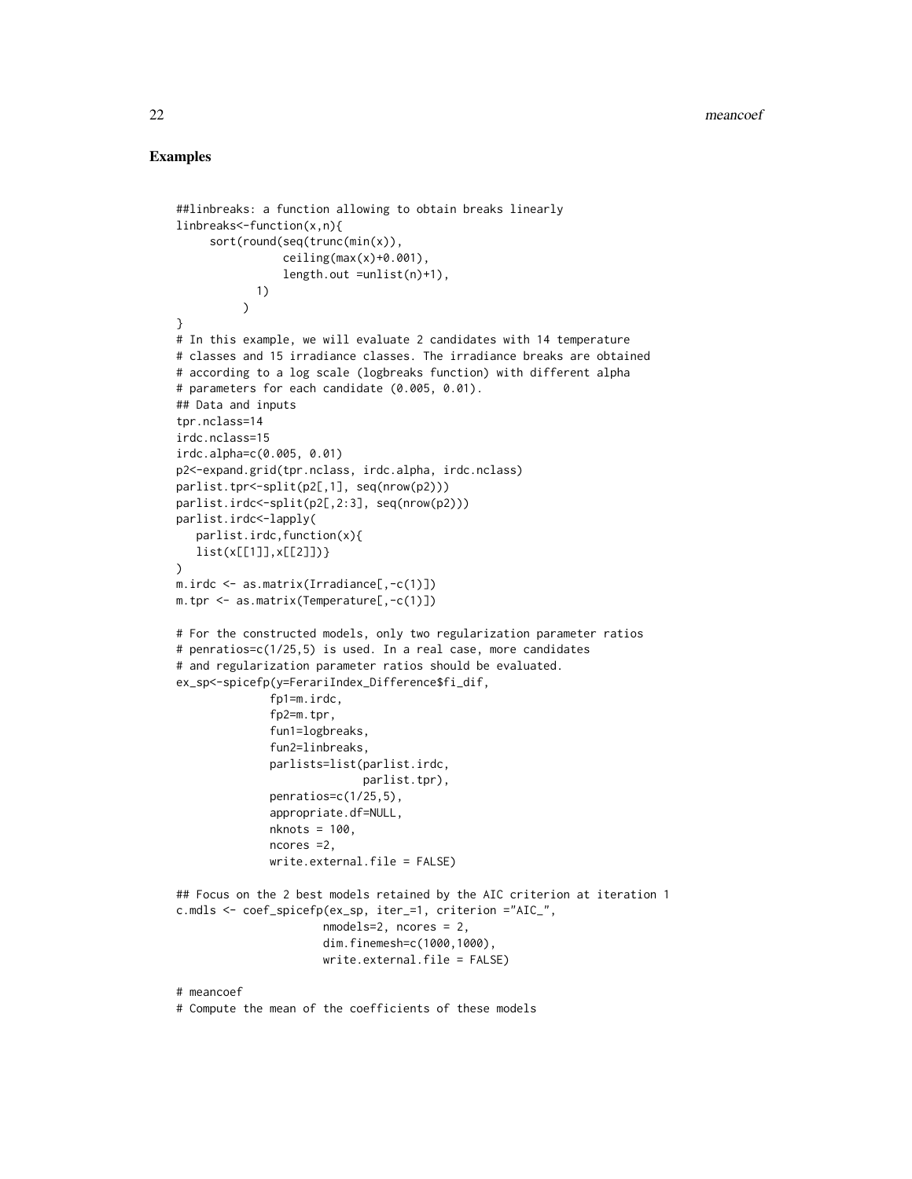## Examples

```
##linbreaks: a function allowing to obtain breaks linearly
linbreaks<-function(x,n){
     sort(round(seq(trunc(min(x)),
                ceiling(max(x)+0.001),
                length.out =unlist(n)+1),
            1)
          )
}
# In this example, we will evaluate 2 candidates with 14 temperature
# classes and 15 irradiance classes. The irradiance breaks are obtained
# according to a log scale (logbreaks function) with different alpha
# parameters for each candidate (0.005, 0.01).
## Data and inputs
tpr.nclass=14
irdc.nclass=15
irdc.alpha=c(0.005, 0.01)
p2<-expand.grid(tpr.nclass, irdc.alpha, irdc.nclass)
parlist.tpr<-split(p2[,1], seq(nrow(p2)))
parlist.irdc<-split(p2[,2:3], seq(nrow(p2)))
parlist.irdc<-lapply(
   parlist.irdc,function(x){
   list(x[[1]],x[[2]])}
)
m.irdc <- as.matrix(Irradiance[,-c(1)])
m.tpr <- as.matrix(Temperature[,-c(1)])

# For the constructed models, only two regularization parameter ratios
# penratios=c(1/25,5) is used. In a real case, more candidates
# and regularization parameter ratios should be evaluated.
ex_sp<-spicefp(y=FerariIndex_Difference$fi_dif,
              fp1=m.irdc,
              fp2=m.tpr,
              fun1=logbreaks,
              fun2=linbreaks,
              parlists=list(parlist.irdc,
                            parlist.tpr),
              penratios=c(1/25,5),
              appropriate.df=NULL,
              nknots = 100,
              ncores =2,
              write.external.file = FALSE)

## Focus on the 2 best models retained by the AIC criterion at iteration 1
c.mdls <- coef_spicefp(ex_sp, iter_=1, criterion ="AIC_",
                       nmodels=2, ncores = 2,
                       dim.finemesh=c(1000,1000),
                       write.external.file = FALSE)

# meancoef
# Compute the mean of the coefficients of these models
```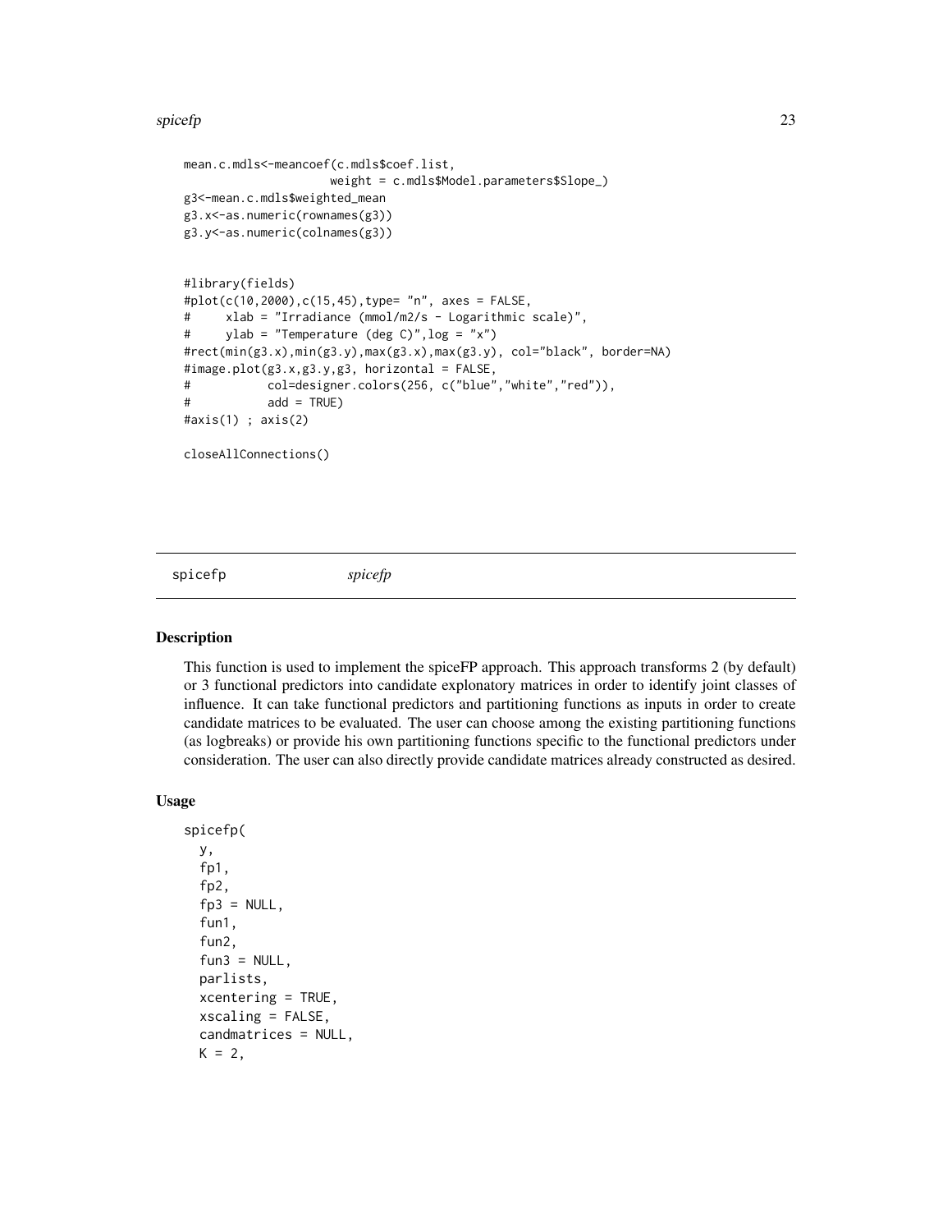```
mean.c.mdls<-meancoef(c.mdls$coef.list,
                      weight = c.mdls$Model.parameters$Slope_)
g3<-mean.c.mdls$weighted_mean
g3.x<-as.numeric(rownames(g3))
g3.y<-as.numeric(colnames(g3))


#library(fields)
#plot(c(10,2000),c(15,45),type= "n", axes = FALSE,
#     xlab = "Irradiance (mmol/m2/s - Logarithmic scale)",
#     ylab = "Temperature (deg C)",log = "x")
#rect(min(g3.x),min(g3.y),max(g3.x),max(g3.y), col="black", border=NA)
#image.plot(g3.x,g3.y,g3, horizontal = FALSE,
#           col=designer.colors(256, c("blue","white","red")),
#           add = TRUE)
#axis(1) ; axis(2)

closeAllConnections()
```

## spicefp *spicefp*

### Description

This function is used to implement the spiceFP approach. This approach transforms 2 (by default) or 3 functional predictors into candidate explonatory matrices in order to identify joint classes of influence. It can take functional predictors and partitioning functions as inputs in order to create candidate matrices to be evaluated. The user can choose among the existing partitioning functions (as logbreaks) or provide his own partitioning functions specific to the functional predictors under consideration. The user can also directly provide candidate matrices already constructed as desired.

### Usage

```
spicefp(
  y,
  fp1,
  fp2,
  fp3 = NULL,
  fun1,
  fun2,
  fun3 = NULL,
  parlists,
  xcentering = TRUE,
  xscaling = FALSE,
  candmatrices = NULL,
  K = 2,
```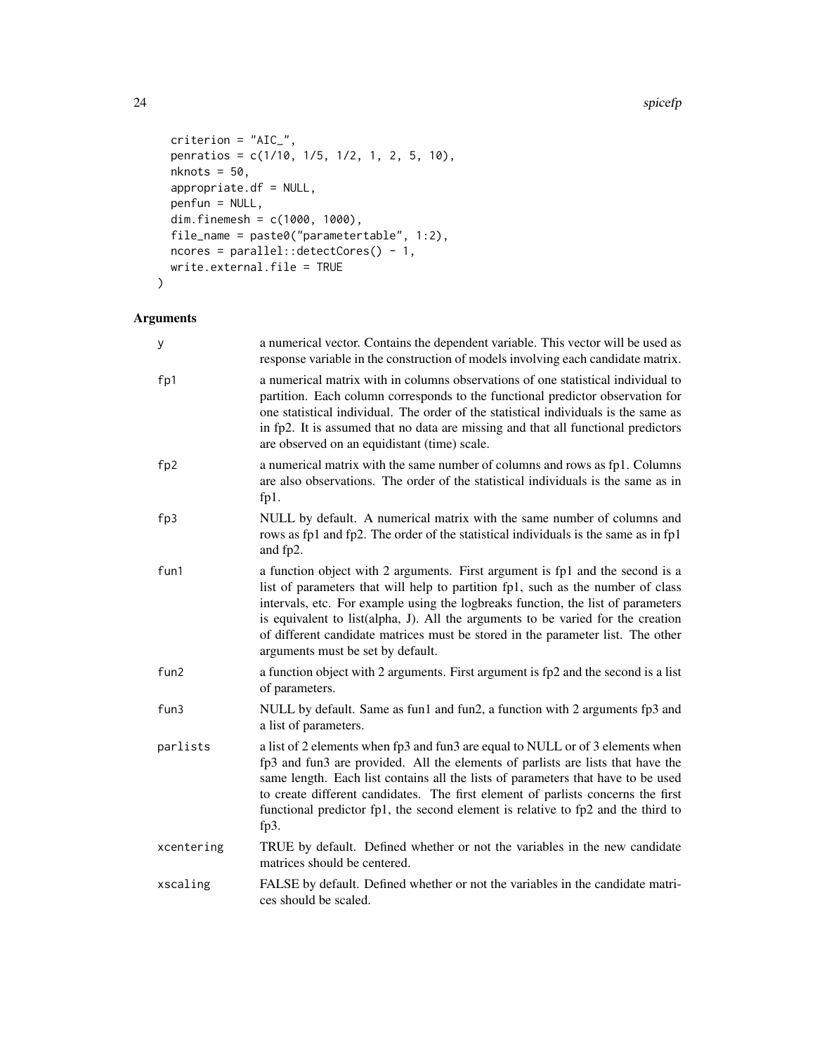```
  criterion = "AIC_",
  penratios = c(1/10, 1/5, 1/2, 1, 2, 5, 10),
  nknots = 50,
  appropriate.df = NULL,
  penfun = NULL,
  dim.finemesh = c(1000, 1000),
  file_name = paste0("parametertable", 1:2),
  ncores = parallel::detectCores() - 1,
  write.external.file = TRUE
)
```

## Arguments

| | |
|---|---|
| y | a numerical vector. Contains the dependent variable. This vector will be used as response variable in the construction of models involving each candidate matrix. |
| fp1 | a numerical matrix with in columns observations of one statistical individual to partition. Each column corresponds to the functional predictor observation for one statistical individual. The order of the statistical individuals is the same as in fp2. It is assumed that no data are missing and that all functional predictors are observed on an equidistant (time) scale. |
| fp2 | a numerical matrix with the same number of columns and rows as fp1. Columns are also observations. The order of the statistical individuals is the same as in fp1. |
| fp3 | NULL by default. A numerical matrix with the same number of columns and rows as fp1 and fp2. The order of the statistical individuals is the same as in fp1 and fp2. |
| fun1 | a function object with 2 arguments. First argument is fp1 and the second is a list of parameters that will help to partition fp1, such as the number of class intervals, etc. For example using the logbreaks function, the list of parameters is equivalent to list(alpha, J). All the arguments to be varied for the creation of different candidate matrices must be stored in the parameter list. The other arguments must be set by default. |
| fun2 | a function object with 2 arguments. First argument is fp2 and the second is a list of parameters. |
| fun3 | NULL by default. Same as fun1 and fun2, a function with 2 arguments fp3 and a list of parameters. |
| parlists | a list of 2 elements when fp3 and fun3 are equal to NULL or of 3 elements when fp3 and fun3 are provided. All the elements of parlists are lists that have the same length. Each list contains all the lists of parameters that have to be used to create different candidates. The first element of parlists concerns the first functional predictor fp1, the second element is relative to fp2 and the third to fp3. |
| xcentering | TRUE by default. Defined whether or not the variables in the new candidate matrices should be centered. |
| xscaling | FALSE by default. Defined whether or not the variables in the candidate matrices should be scaled. |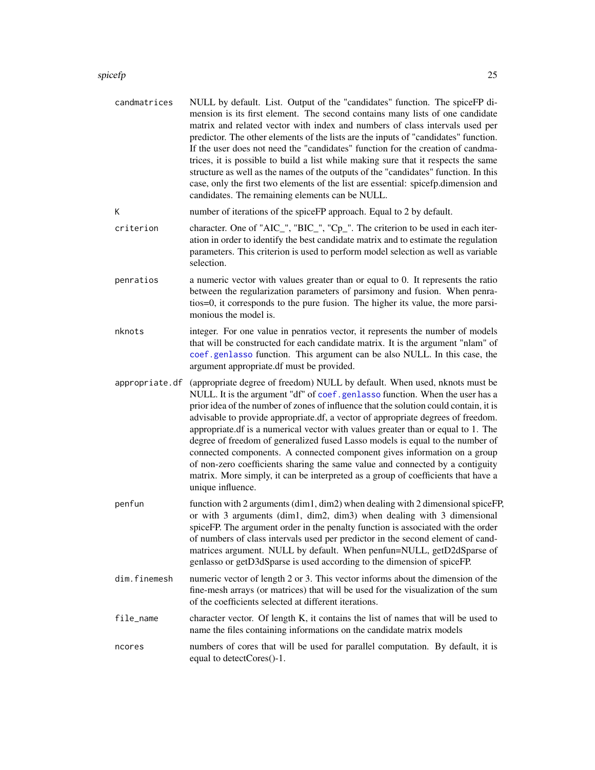| | |
|---|---|
| `candmatrices` | NULL by default. List. Output of the "candidates" function. The spiceFP dimension is its first element. The second contains many lists of one candidate matrix and related vector with index and numbers of class intervals used per predictor. The other elements of the lists are the inputs of "candidates" function. If the user does not need the "candidates" function for the creation of candmatrices, it is possible to build a list while making sure that it respects the same structure as well as the names of the outputs of the "candidates" function. In this case, only the first two elements of the list are essential: spicefp.dimension and candidates. The remaining elements can be NULL. |
| `K` | number of iterations of the spiceFP approach. Equal to 2 by default. |
| `criterion` | character. One of "AIC_", "BIC_", "Cp_". The criterion to be used in each iteration in order to identify the best candidate matrix and to estimate the regulation parameters. This criterion is used to perform model selection as well as variable selection. |
| `penratios` | a numeric vector with values greater than or equal to 0. It represents the ratio between the regularization parameters of parsimony and fusion. When penratios=0, it corresponds to the pure fusion. The higher its value, the more parsimonious the model is. |
| `nknots` | integer. For one value in penratios vector, it represents the number of models that will be constructed for each candidate matrix. It is the argument "nlam" of `coef.genlasso` function. This argument can be also NULL. In this case, the argument appropriate.df must be provided. |
| `appropriate.df` | (appropriate degree of freedom) NULL by default. When used, nknots must be NULL. It is the argument "df" of `coef.genlasso` function. When the user has a prior idea of the number of zones of influence that the solution could contain, it is advisable to provide appropriate.df, a vector of appropriate degrees of freedom. appropriate.df is a numerical vector with values greater than or equal to 1. The degree of freedom of generalized fused Lasso models is equal to the number of connected components. A connected component gives information on a group of non-zero coefficients sharing the same value and connected by a contiguity matrix. More simply, it can be interpreted as a group of coefficients that have a unique influence. |
| `penfun` | function with 2 arguments (dim1, dim2) when dealing with 2 dimensional spiceFP, or with 3 arguments (dim1, dim2, dim3) when dealing with 3 dimensional spiceFP. The argument order in the penalty function is associated with the order of numbers of class intervals used per predictor in the second element of candmatrices argument. NULL by default. When penfun=NULL, getD2dSparse of genlasso or getD3dSparse is used according to the dimension of spiceFP. |
| `dim.finemesh` | numeric vector of length 2 or 3. This vector informs about the dimension of the fine-mesh arrays (or matrices) that will be used for the visualization of the sum of the coefficients selected at different iterations. |
| `file_name` | character vector. Of length K, it contains the list of names that will be used to name the files containing informations on the candidate matrix models |
| `ncores` | numbers of cores that will be used for parallel computation. By default, it is equal to detectCores()-1. |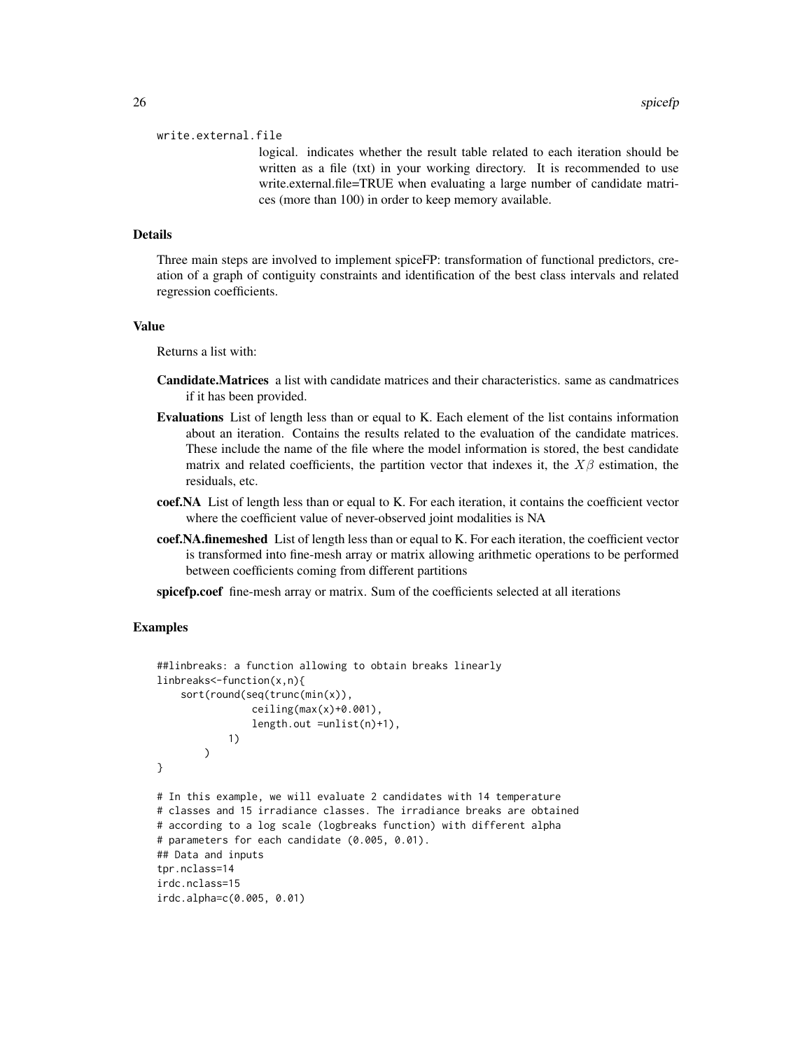write.external.file

logical. indicates whether the result table related to each iteration should be written as a file (txt) in your working directory. It is recommended to use write.external.file=TRUE when evaluating a large number of candidate matrices (more than 100) in order to keep memory available.

### Details

Three main steps are involved to implement spiceFP: transformation of functional predictors, creation of a graph of contiguity constraints and identification of the best class intervals and related regression coefficients.

### Value

Returns a list with:

- **Candidate.Matrices** a list with candidate matrices and their characteristics. same as candmatrices if it has been provided.
- **Evaluations** List of length less than or equal to K. Each element of the list contains information about an iteration. Contains the results related to the evaluation of the candidate matrices. These include the name of the file where the model information is stored, the best candidate matrix and related coefficients, the partition vector that indexes it, the $X\beta$ estimation, the residuals, etc.
- **coef.NA** List of length less than or equal to K. For each iteration, it contains the coefficient vector where the coefficient value of never-observed joint modalities is NA
- **coef.NA.finemeshed** List of length less than or equal to K. For each iteration, the coefficient vector is transformed into fine-mesh array or matrix allowing arithmetic operations to be performed between coefficients coming from different partitions
- **spicefp.coef** fine-mesh array or matrix. Sum of the coefficients selected at all iterations

### Examples

```
##linbreaks: a function allowing to obtain breaks linearly
linbreaks<-function(x,n){
    sort(round(seq(trunc(min(x)),
                ceiling(max(x)+0.001),
                length.out =unlist(n)+1),
            1)
        )
}

# In this example, we will evaluate 2 candidates with 14 temperature
# classes and 15 irradiance classes. The irradiance breaks are obtained
# according to a log scale (logbreaks function) with different alpha
# parameters for each candidate (0.005, 0.01).
## Data and inputs
tpr.nclass=14
irdc.nclass=15
irdc.alpha=c(0.005, 0.01)
```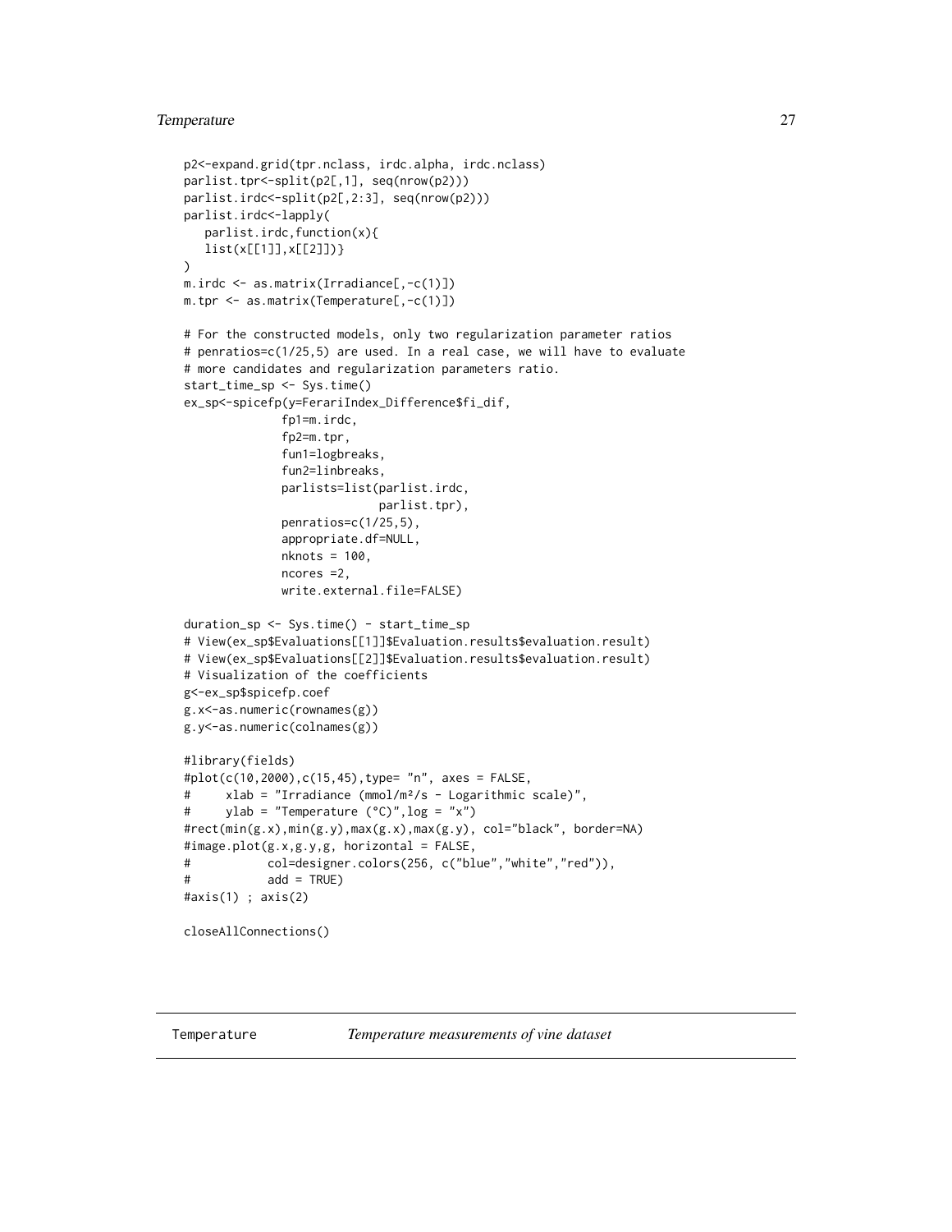```
p2<-expand.grid(tpr.nclass, irdc.alpha, irdc.nclass)
parlist.tpr<-split(p2[,1], seq(nrow(p2)))
parlist.irdc<-split(p2[,2:3], seq(nrow(p2)))
parlist.irdc<-lapply(
   parlist.irdc,function(x){
   list(x[[1]],x[[2]])}
)
m.irdc <- as.matrix(Irradiance[,-c(1)])
m.tpr <- as.matrix(Temperature[,-c(1)])

# For the constructed models, only two regularization parameter ratios
# penratios=c(1/25,5) are used. In a real case, we will have to evaluate
# more candidates and regularization parameters ratio.
start_time_sp <- Sys.time()
ex_sp<-spicefp(y=FerariIndex_Difference$fi_dif,
              fp1=m.irdc,
              fp2=m.tpr,
              fun1=logbreaks,
              fun2=linbreaks,
              parlists=list(parlist.irdc,
                           parlist.tpr),
              penratios=c(1/25,5),
              appropriate.df=NULL,
              nknots = 100,
              ncores =2,
              write.external.file=FALSE)

duration_sp <- Sys.time() - start_time_sp
# View(ex_sp$Evaluations[[1]]$Evaluation.results$evaluation.result)
# View(ex_sp$Evaluations[[2]]$Evaluation.results$evaluation.result)
# Visualization of the coefficients
g<-ex_sp$spicefp.coef
g.x<-as.numeric(rownames(g))
g.y<-as.numeric(colnames(g))

#library(fields)
#plot(c(10,2000),c(15,45),type= "n", axes = FALSE,
#     xlab = "Irradiance (mmol/m²/s - Logarithmic scale)",
#     ylab = "Temperature (°C)",log = "x")
#rect(min(g.x),min(g.y),max(g.x),max(g.y), col="black", border=NA)
#image.plot(g.x,g.y,g, horizontal = FALSE,
#           col=designer.colors(256, c("blue","white","red")),
#           add = TRUE)
#axis(1) ; axis(2)

closeAllConnections()
```

---

## Temperature — *Temperature measurements of vine dataset*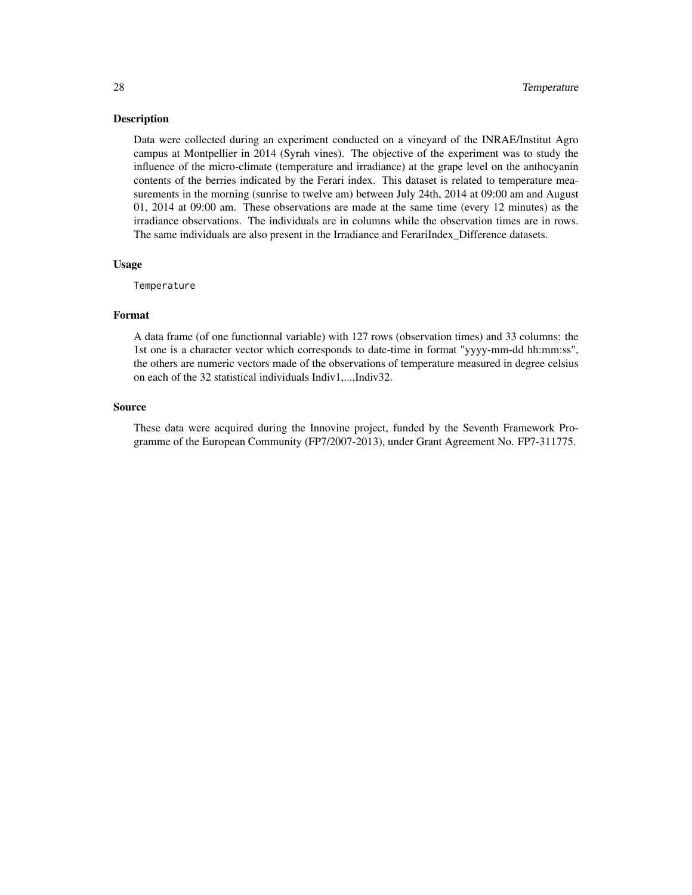## Description

Data were collected during an experiment conducted on a vineyard of the INRAE/Institut Agro campus at Montpellier in 2014 (Syrah vines). The objective of the experiment was to study the influence of the micro-climate (temperature and irradiance) at the grape level on the anthocyanin contents of the berries indicated by the Ferari index. This dataset is related to temperature measurements in the morning (sunrise to twelve am) between July 24th, 2014 at 09:00 am and August 01, 2014 at 09:00 am. These observations are made at the same time (every 12 minutes) as the irradiance observations. The individuals are in columns while the observation times are in rows. The same individuals are also present in the Irradiance and FerariIndex_Difference datasets.

## Usage

```
Temperature
```

## Format

A data frame (of one functionnal variable) with 127 rows (observation times) and 33 columns: the 1st one is a character vector which corresponds to date-time in format "yyyy-mm-dd hh:mm:ss", the others are numeric vectors made of the observations of temperature measured in degree celsius on each of the 32 statistical individuals Indiv1,...,Indiv32.

## Source

These data were acquired during the Innovine project, funded by the Seventh Framework Programme of the European Community (FP7/2007-2013), under Grant Agreement No. FP7-311775.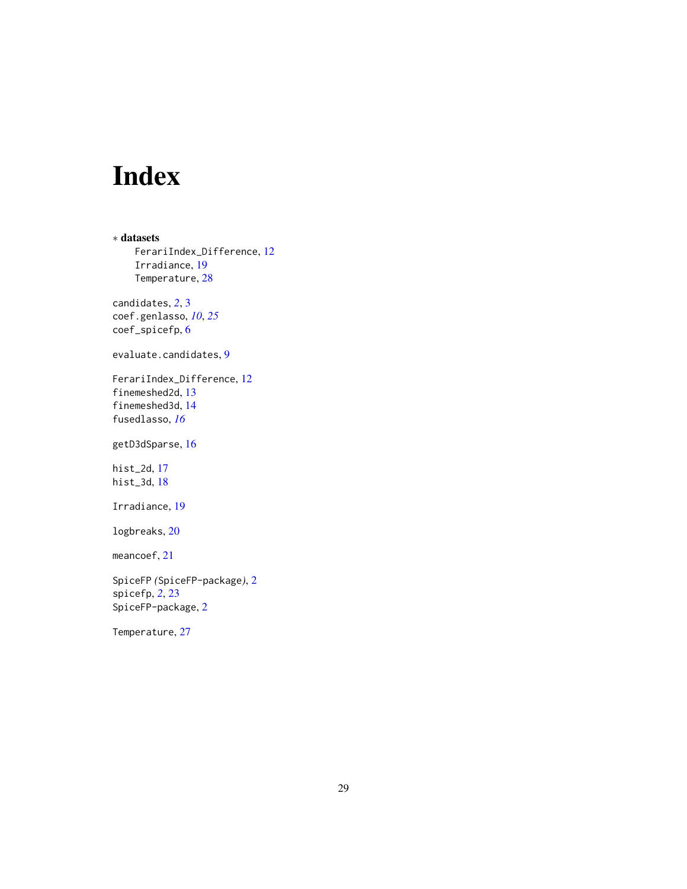# Index

∗ **datasets**
  FerariIndex_Difference, 12
  Irradiance, 19
  Temperature, 28

candidates, *2*, 3
coef.genlasso, *10*, *25*
coef_spicefp, 6

evaluate.candidates, 9

FerariIndex_Difference, 12
finemeshed2d, 13
finemeshed3d, 14
fusedlasso, *16*

getD3dSparse, 16

hist_2d, 17
hist_3d, 18

Irradiance, 19

logbreaks, 20

meancoef, 21

SpiceFP *(*SpiceFP-package*)*, 2
spicefp, *2*, 23
SpiceFP-package, 2

Temperature, 27